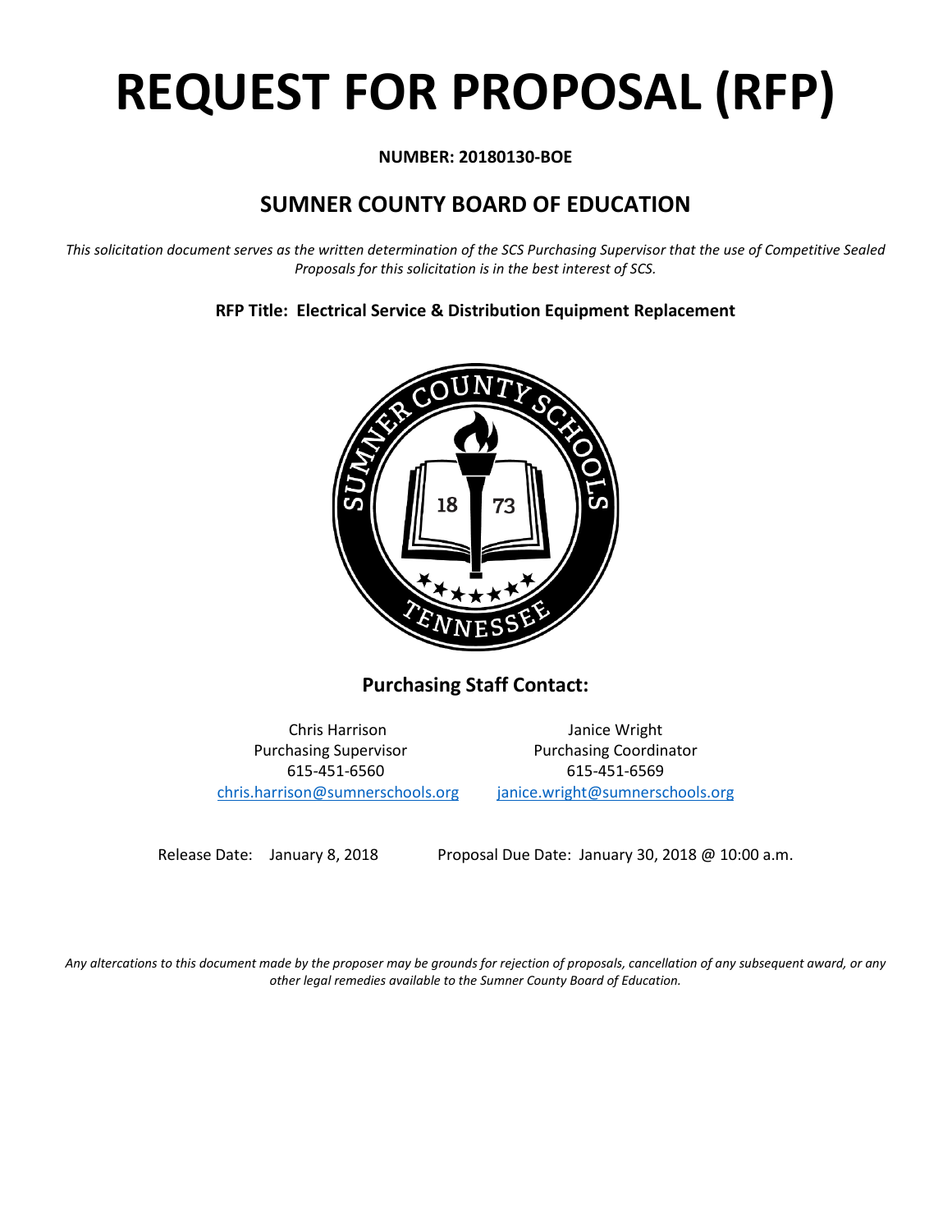# REQUEST FOR PROPOSAL (RFP)

**NUMBER: 20180130-BOE**

## SUMNER COUNTY BOARD OF EDUCATION

*This solicitation document serves as the written determination of the SCS Purchasing Supervisor that the use of Competitive Sealed Proposals for this solicitation is in the best interest of SCS.*

**RFP Title: Electrical Service & Distribution Equipment Replacement**

### Purchasing Staff Contact:

Chris Harrison
Purchasing Supervisor
615-451-6560
chris.harrison@sumnerschools.org

Janice Wright
Purchasing Coordinator
615-451-6569
janice.wright@sumnerschools.org

Release Date: January 8, 2018

Proposal Due Date: January 30, 2018 @ 10:00 a.m.

*Any altercations to this document made by the proposer may be grounds for rejection of proposals, cancellation of any subsequent award, or any other legal remedies available to the Sumner County Board of Education.*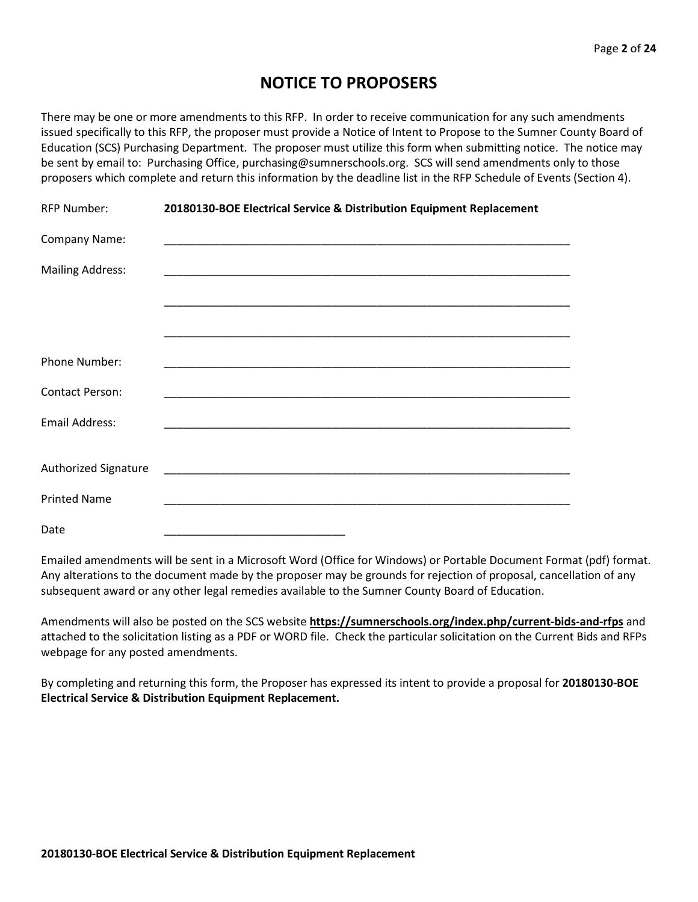# NOTICE TO PROPOSERS

There may be one or more amendments to this RFP. In order to receive communication for any such amendments issued specifically to this RFP, the proposer must provide a Notice of Intent to Propose to the Sumner County Board of Education (SCS) Purchasing Department. The proposer must utilize this form when submitting notice. The notice may be sent by email to: Purchasing Office, purchasing@sumnerschools.org. SCS will send amendments only to those proposers which complete and return this information by the deadline list in the RFP Schedule of Events (Section 4).

RFP Number: **20180130-BOE Electrical Service & Distribution Equipment Replacement**

Company Name: ____________________________________________________________________

Mailing Address: ____________________________________________________________________

____________________________________________________________________

____________________________________________________________________

Phone Number: ____________________________________________________________________

Contact Person: ____________________________________________________________________

Email Address: ____________________________________________________________________

Authorized Signature ____________________________________________________________________

Printed Name ____________________________________________________________________

Date ______________________________

Emailed amendments will be sent in a Microsoft Word (Office for Windows) or Portable Document Format (pdf) format. Any alterations to the document made by the proposer may be grounds for rejection of proposal, cancellation of any subsequent award or any other legal remedies available to the Sumner County Board of Education.

Amendments will also be posted on the SCS website **https://sumnerschools.org/index.php/current-bids-and-rfps** and attached to the solicitation listing as a PDF or WORD file. Check the particular solicitation on the Current Bids and RFPs webpage for any posted amendments.

By completing and returning this form, the Proposer has expressed its intent to provide a proposal for **20180130-BOE Electrical Service & Distribution Equipment Replacement.**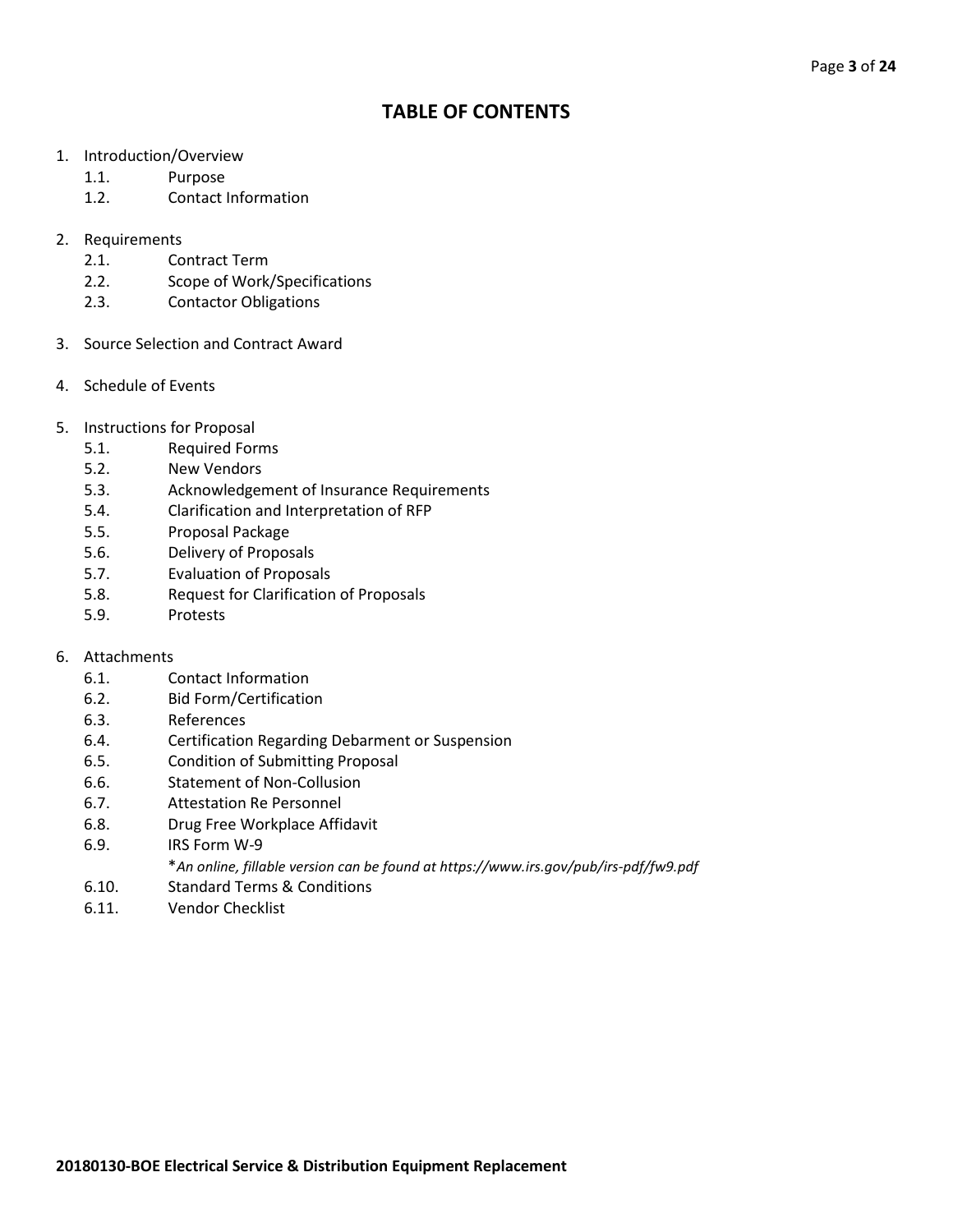# TABLE OF CONTENTS

1. Introduction/Overview
   - 1.1. Purpose
   - 1.2. Contact Information

2. Requirements
   - 2.1. Contract Term
   - 2.2. Scope of Work/Specifications
   - 2.3. Contactor Obligations

3. Source Selection and Contract Award

4. Schedule of Events

5. Instructions for Proposal
   - 5.1. Required Forms
   - 5.2. New Vendors
   - 5.3. Acknowledgement of Insurance Requirements
   - 5.4. Clarification and Interpretation of RFP
   - 5.5. Proposal Package
   - 5.6. Delivery of Proposals
   - 5.7. Evaluation of Proposals
   - 5.8. Request for Clarification of Proposals
   - 5.9. Protests

6. Attachments
   - 6.1. Contact Information
   - 6.2. Bid Form/Certification
   - 6.3. References
   - 6.4. Certification Regarding Debarment or Suspension
   - 6.5. Condition of Submitting Proposal
   - 6.6. Statement of Non-Collusion
   - 6.7. Attestation Re Personnel
   - 6.8. Drug Free Workplace Affidavit
   - 6.9. IRS Form W-9

     *\*An online, fillable version can be found at https://www.irs.gov/pub/irs-pdf/fw9.pdf*
   - 6.10. Standard Terms & Conditions
   - 6.11. Vendor Checklist

**20180130-BOE Electrical Service & Distribution Equipment Replacement**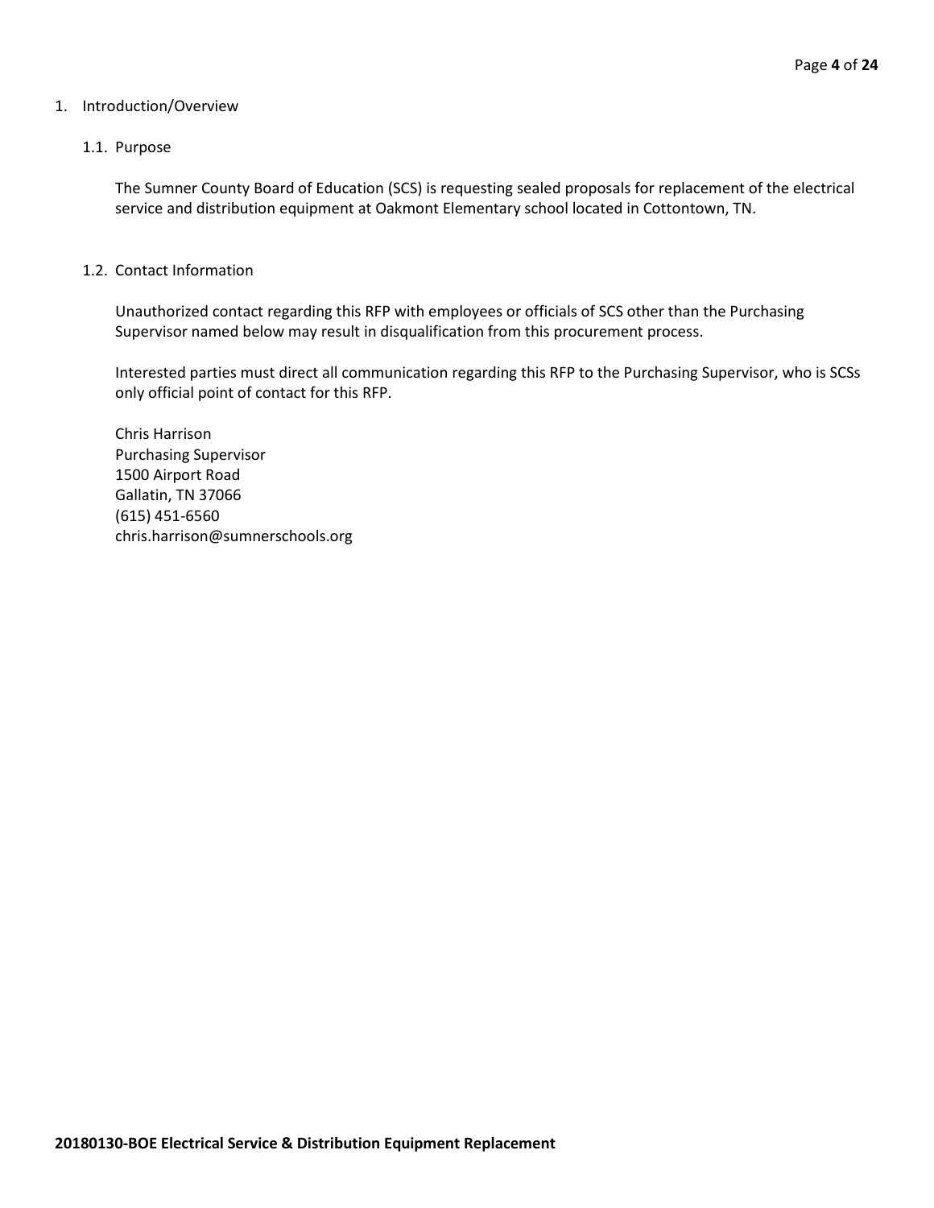# 1. Introduction/Overview

## 1.1. Purpose

The Sumner County Board of Education (SCS) is requesting sealed proposals for replacement of the electrical service and distribution equipment at Oakmont Elementary school located in Cottontown, TN.

## 1.2. Contact Information

Unauthorized contact regarding this RFP with employees or officials of SCS other than the Purchasing Supervisor named below may result in disqualification from this procurement process.

Interested parties must direct all communication regarding this RFP to the Purchasing Supervisor, who is SCSs only official point of contact for this RFP.

Chris Harrison
Purchasing Supervisor
1500 Airport Road
Gallatin, TN 37066
(615) 451-6560
chris.harrison@sumnerschools.org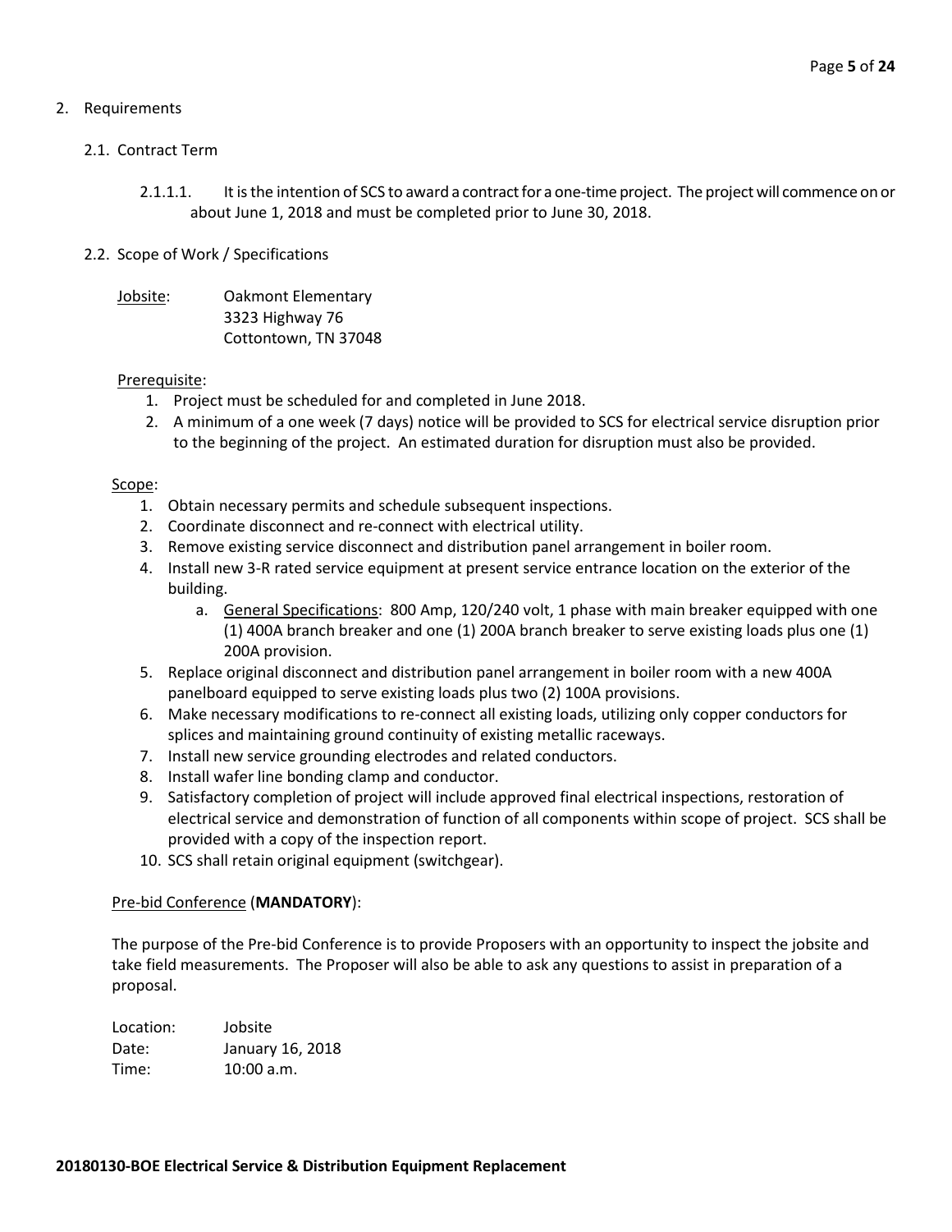## 2. Requirements

### 2.1. Contract Term

2.1.1.1. It is the intention of SCS to award a contract for a one-time project. The project will commence on or about June 1, 2018 and must be completed prior to June 30, 2018.

### 2.2. Scope of Work / Specifications

<u>Jobsite</u>: Oakmont Elementary
3323 Highway 76
Cottontown, TN 37048

<u>Prerequisite</u>:

1. Project must be scheduled for and completed in June 2018.
2. A minimum of a one week (7 days) notice will be provided to SCS for electrical service disruption prior to the beginning of the project. An estimated duration for disruption must also be provided.

<u>Scope</u>:

1. Obtain necessary permits and schedule subsequent inspections.
2. Coordinate disconnect and re-connect with electrical utility.
3. Remove existing service disconnect and distribution panel arrangement in boiler room.
4. Install new 3-R rated service equipment at present service entrance location on the exterior of the building.
    a. <u>General Specifications</u>: 800 Amp, 120/240 volt, 1 phase with main breaker equipped with one (1) 400A branch breaker and one (1) 200A branch breaker to serve existing loads plus one (1) 200A provision.
5. Replace original disconnect and distribution panel arrangement in boiler room with a new 400A panelboard equipped to serve existing loads plus two (2) 100A provisions.
6. Make necessary modifications to re-connect all existing loads, utilizing only copper conductors for splices and maintaining ground continuity of existing metallic raceways.
7. Install new service grounding electrodes and related conductors.
8. Install wafer line bonding clamp and conductor.
9. Satisfactory completion of project will include approved final electrical inspections, restoration of electrical service and demonstration of function of all components within scope of project. SCS shall be provided with a copy of the inspection report.
10. SCS shall retain original equipment (switchgear).

<u>Pre-bid Conference</u> (**MANDATORY**):

The purpose of the Pre-bid Conference is to provide Proposers with an opportunity to inspect the jobsite and take field measurements. The Proposer will also be able to ask any questions to assist in preparation of a proposal.

Location: Jobsite
Date: January 16, 2018
Time: 10:00 a.m.

**20180130-BOE Electrical Service & Distribution Equipment Replacement**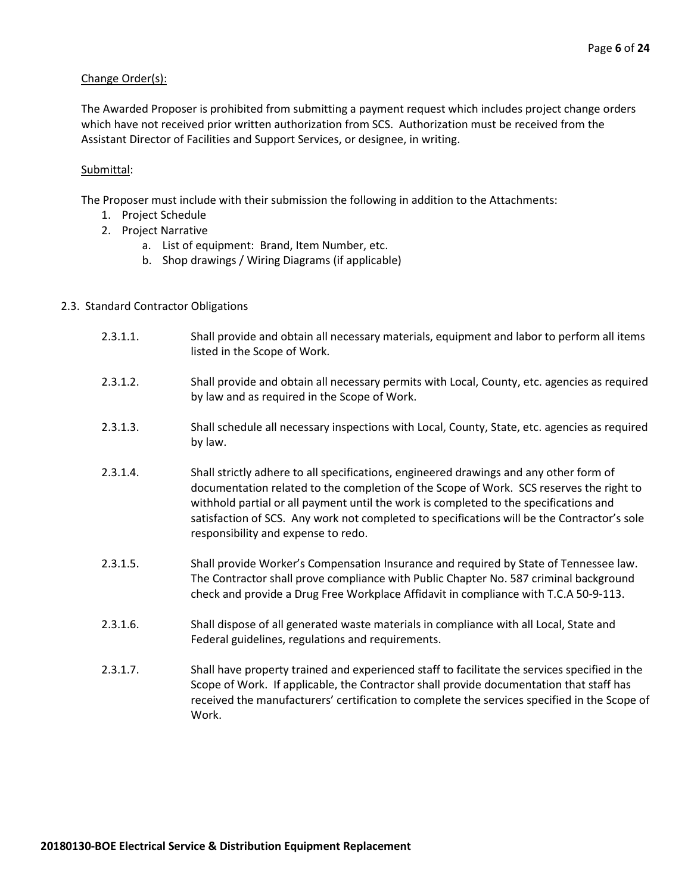Change Order(s):

The Awarded Proposer is prohibited from submitting a payment request which includes project change orders which have not received prior written authorization from SCS. Authorization must be received from the Assistant Director of Facilities and Support Services, or designee, in writing.

Submittal:

The Proposer must include with their submission the following in addition to the Attachments:

1. Project Schedule
2. Project Narrative
   a. List of equipment: Brand, Item Number, etc.
   b. Shop drawings / Wiring Diagrams (if applicable)

2.3. Standard Contractor Obligations

2.3.1.1. Shall provide and obtain all necessary materials, equipment and labor to perform all items listed in the Scope of Work.

2.3.1.2. Shall provide and obtain all necessary permits with Local, County, etc. agencies as required by law and as required in the Scope of Work.

2.3.1.3. Shall schedule all necessary inspections with Local, County, State, etc. agencies as required by law.

2.3.1.4. Shall strictly adhere to all specifications, engineered drawings and any other form of documentation related to the completion of the Scope of Work. SCS reserves the right to withhold partial or all payment until the work is completed to the specifications and satisfaction of SCS. Any work not completed to specifications will be the Contractor's sole responsibility and expense to redo.

2.3.1.5. Shall provide Worker's Compensation Insurance and required by State of Tennessee law. The Contractor shall prove compliance with Public Chapter No. 587 criminal background check and provide a Drug Free Workplace Affidavit in compliance with T.C.A 50-9-113.

2.3.1.6. Shall dispose of all generated waste materials in compliance with all Local, State and Federal guidelines, regulations and requirements.

2.3.1.7. Shall have property trained and experienced staff to facilitate the services specified in the Scope of Work. If applicable, the Contractor shall provide documentation that staff has received the manufacturers' certification to complete the services specified in the Scope of Work.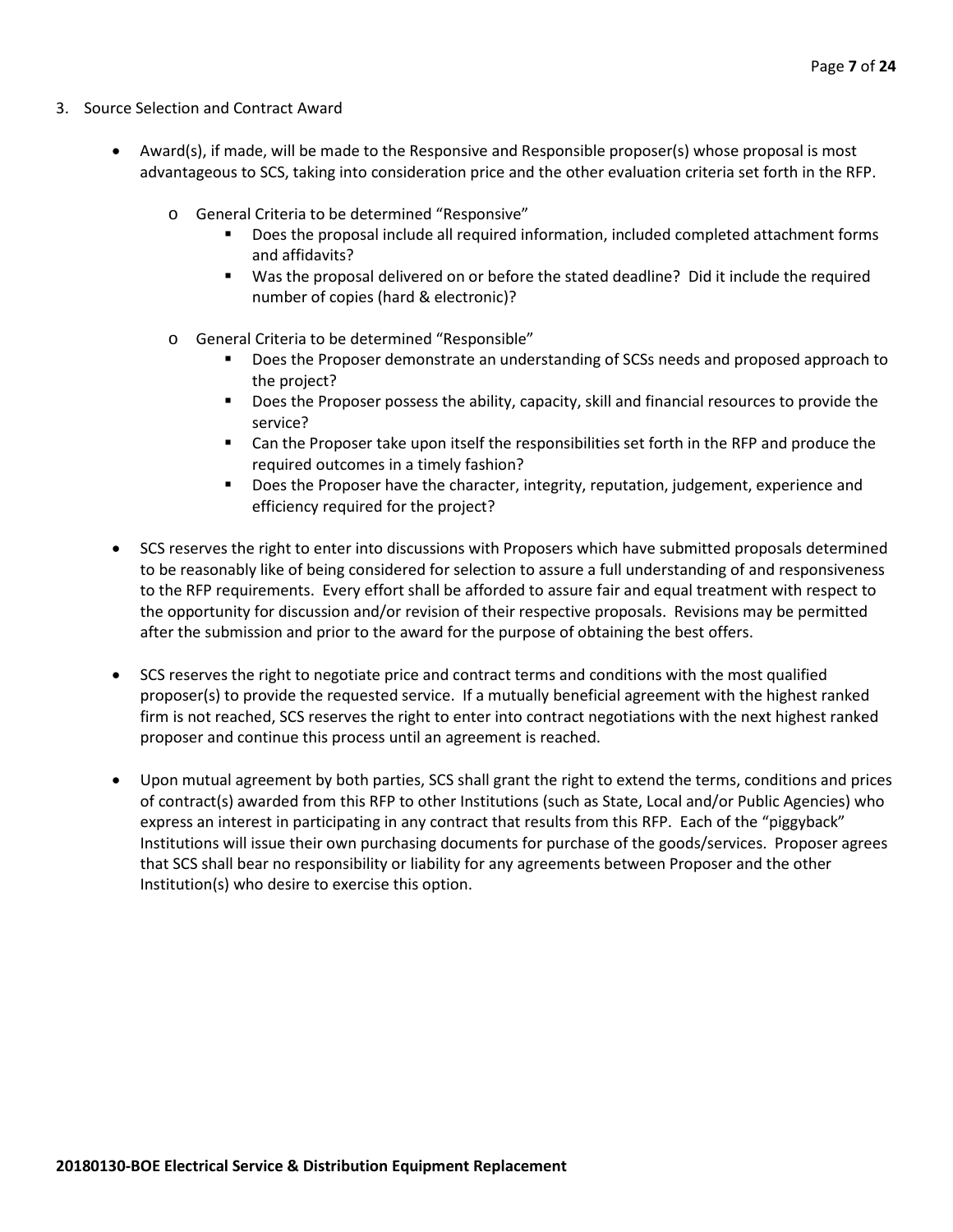3. Source Selection and Contract Award

   - Award(s), if made, will be made to the Responsive and Responsible proposer(s) whose proposal is most advantageous to SCS, taking into consideration price and the other evaluation criteria set forth in the RFP.

     - General Criteria to be determined "Responsive"
       - Does the proposal include all required information, included completed attachment forms and affidavits?
       - Was the proposal delivered on or before the stated deadline? Did it include the required number of copies (hard & electronic)?

     - General Criteria to be determined "Responsible"
       - Does the Proposer demonstrate an understanding of SCSs needs and proposed approach to the project?
       - Does the Proposer possess the ability, capacity, skill and financial resources to provide the service?
       - Can the Proposer take upon itself the responsibilities set forth in the RFP and produce the required outcomes in a timely fashion?
       - Does the Proposer have the character, integrity, reputation, judgement, experience and efficiency required for the project?

   - SCS reserves the right to enter into discussions with Proposers which have submitted proposals determined to be reasonably like of being considered for selection to assure a full understanding of and responsiveness to the RFP requirements. Every effort shall be afforded to assure fair and equal treatment with respect to the opportunity for discussion and/or revision of their respective proposals. Revisions may be permitted after the submission and prior to the award for the purpose of obtaining the best offers.

   - SCS reserves the right to negotiate price and contract terms and conditions with the most qualified proposer(s) to provide the requested service. If a mutually beneficial agreement with the highest ranked firm is not reached, SCS reserves the right to enter into contract negotiations with the next highest ranked proposer and continue this process until an agreement is reached.

   - Upon mutual agreement by both parties, SCS shall grant the right to extend the terms, conditions and prices of contract(s) awarded from this RFP to other Institutions (such as State, Local and/or Public Agencies) who express an interest in participating in any contract that results from this RFP. Each of the "piggyback" Institutions will issue their own purchasing documents for purchase of the goods/services. Proposer agrees that SCS shall bear no responsibility or liability for any agreements between Proposer and the other Institution(s) who desire to exercise this option.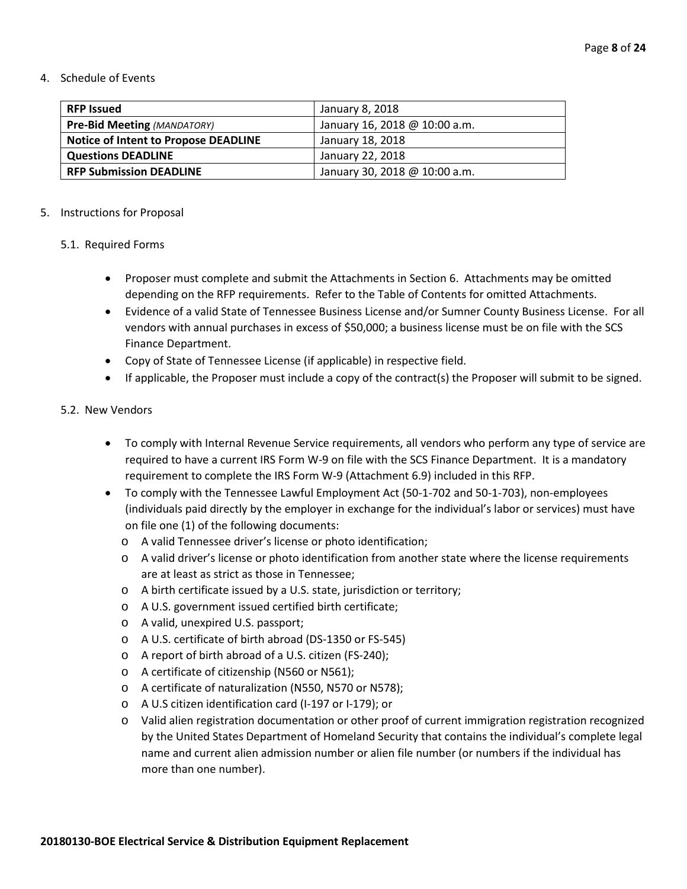4. Schedule of Events

| **RFP Issued** | January 8, 2018 |
|---|---|
| **Pre-Bid Meeting** *(MANDATORY)* | January 16, 2018 @ 10:00 a.m. |
| **Notice of Intent to Propose DEADLINE** | January 18, 2018 |
| **Questions DEADLINE** | January 22, 2018 |
| **RFP Submission DEADLINE** | January 30, 2018 @ 10:00 a.m. |

5. Instructions for Proposal

5.1. Required Forms

- Proposer must complete and submit the Attachments in Section 6. Attachments may be omitted depending on the RFP requirements. Refer to the Table of Contents for omitted Attachments.
- Evidence of a valid State of Tennessee Business License and/or Sumner County Business License. For all vendors with annual purchases in excess of $50,000; a business license must be on file with the SCS Finance Department.
- Copy of State of Tennessee License (if applicable) in respective field.
- If applicable, the Proposer must include a copy of the contract(s) the Proposer will submit to be signed.

5.2. New Vendors

- To comply with Internal Revenue Service requirements, all vendors who perform any type of service are required to have a current IRS Form W-9 on file with the SCS Finance Department. It is a mandatory requirement to complete the IRS Form W-9 (Attachment 6.9) included in this RFP.
- To comply with the Tennessee Lawful Employment Act (50-1-702 and 50-1-703), non-employees (individuals paid directly by the employer in exchange for the individual's labor or services) must have on file one (1) of the following documents:
  - A valid Tennessee driver's license or photo identification;
  - A valid driver's license or photo identification from another state where the license requirements are at least as strict as those in Tennessee;
  - A birth certificate issued by a U.S. state, jurisdiction or territory;
  - A U.S. government issued certified birth certificate;
  - A valid, unexpired U.S. passport;
  - A U.S. certificate of birth abroad (DS-1350 or FS-545)
  - A report of birth abroad of a U.S. citizen (FS-240);
  - A certificate of citizenship (N560 or N561);
  - A certificate of naturalization (N550, N570 or N578);
  - A U.S citizen identification card (I-197 or I-179); or
  - Valid alien registration documentation or other proof of current immigration registration recognized by the United States Department of Homeland Security that contains the individual's complete legal name and current alien admission number or alien file number (or numbers if the individual has more than one number).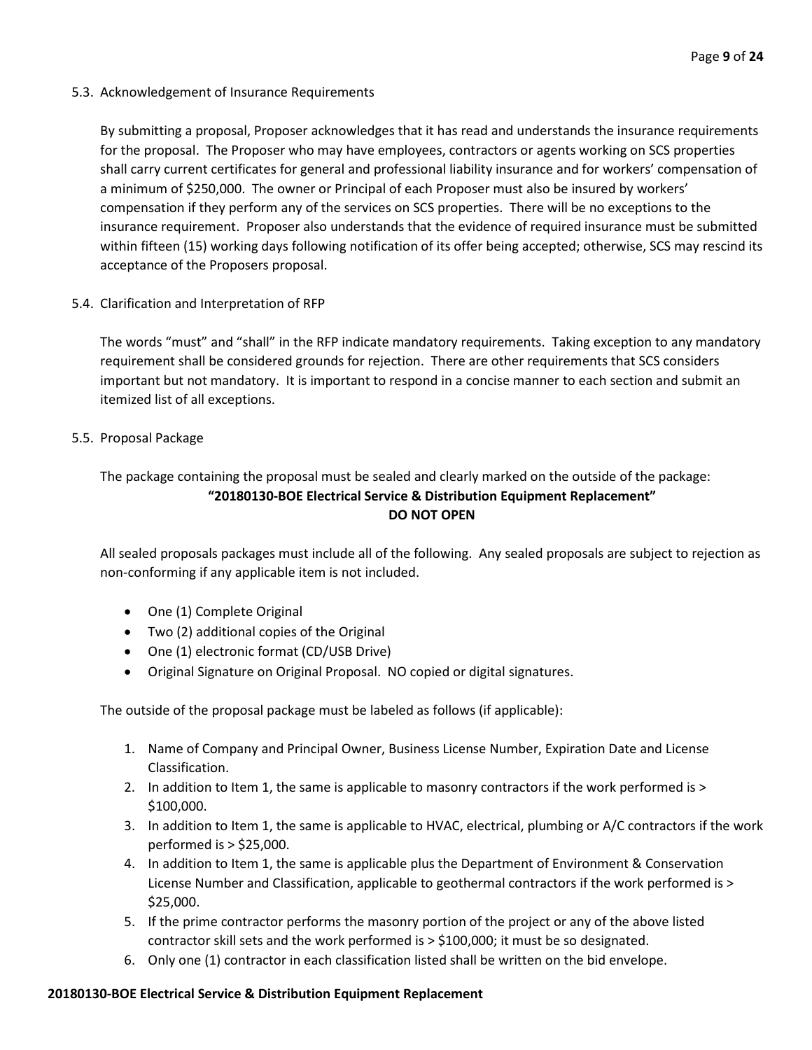### 5.3. Acknowledgement of Insurance Requirements

By submitting a proposal, Proposer acknowledges that it has read and understands the insurance requirements for the proposal. The Proposer who may have employees, contractors or agents working on SCS properties shall carry current certificates for general and professional liability insurance and for workers' compensation of a minimum of $250,000. The owner or Principal of each Proposer must also be insured by workers' compensation if they perform any of the services on SCS properties. There will be no exceptions to the insurance requirement. Proposer also understands that the evidence of required insurance must be submitted within fifteen (15) working days following notification of its offer being accepted; otherwise, SCS may rescind its acceptance of the Proposers proposal.

### 5.4. Clarification and Interpretation of RFP

The words "must" and "shall" in the RFP indicate mandatory requirements. Taking exception to any mandatory requirement shall be considered grounds for rejection. There are other requirements that SCS considers important but not mandatory. It is important to respond in a concise manner to each section and submit an itemized list of all exceptions.

### 5.5. Proposal Package

The package containing the proposal must be sealed and clearly marked on the outside of the package:

**"20180130-BOE Electrical Service & Distribution Equipment Replacement"**
**DO NOT OPEN**

All sealed proposals packages must include all of the following. Any sealed proposals are subject to rejection as non-conforming if any applicable item is not included.

- One (1) Complete Original
- Two (2) additional copies of the Original
- One (1) electronic format (CD/USB Drive)
- Original Signature on Original Proposal. NO copied or digital signatures.

The outside of the proposal package must be labeled as follows (if applicable):

1. Name of Company and Principal Owner, Business License Number, Expiration Date and License Classification.
2. In addition to Item 1, the same is applicable to masonry contractors if the work performed is > $100,000.
3. In addition to Item 1, the same is applicable to HVAC, electrical, plumbing or A/C contractors if the work performed is > $25,000.
4. In addition to Item 1, the same is applicable plus the Department of Environment & Conservation License Number and Classification, applicable to geothermal contractors if the work performed is > $25,000.
5. If the prime contractor performs the masonry portion of the project or any of the above listed contractor skill sets and the work performed is > $100,000; it must be so designated.
6. Only one (1) contractor in each classification listed shall be written on the bid envelope.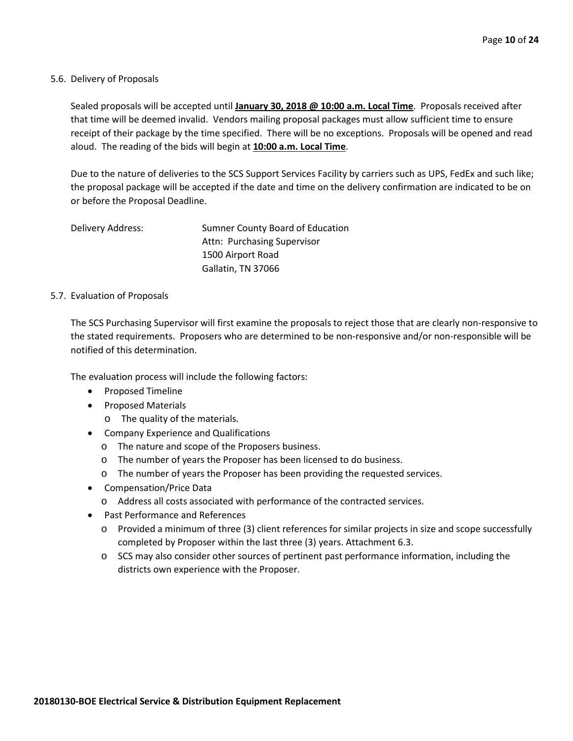### 5.6. Delivery of Proposals

Sealed proposals will be accepted until **January 30, 2018 @ 10:00 a.m. Local Time**. Proposals received after that time will be deemed invalid. Vendors mailing proposal packages must allow sufficient time to ensure receipt of their package by the time specified. There will be no exceptions. Proposals will be opened and read aloud. The reading of the bids will begin at **10:00 a.m. Local Time**.

Due to the nature of deliveries to the SCS Support Services Facility by carriers such as UPS, FedEx and such like; the proposal package will be accepted if the date and time on the delivery confirmation are indicated to be on or before the Proposal Deadline.

Delivery Address:

Sumner County Board of Education
Attn: Purchasing Supervisor
1500 Airport Road
Gallatin, TN 37066

### 5.7. Evaluation of Proposals

The SCS Purchasing Supervisor will first examine the proposals to reject those that are clearly non-responsive to the stated requirements. Proposers who are determined to be non-responsive and/or non-responsible will be notified of this determination.

The evaluation process will include the following factors:

- Proposed Timeline
- Proposed Materials
  - The quality of the materials.
- Company Experience and Qualifications
  - The nature and scope of the Proposers has business.
  - The number of years the Proposer has been licensed to do business.
  - The number of years the Proposer has been providing the requested services.
- Compensation/Price Data
  - Address all costs associated with performance of the contracted services.
- Past Performance and References
  - Provided a minimum of three (3) client references for similar projects in size and scope successfully completed by Proposer within the last three (3) years. Attachment 6.3.
  - SCS may also consider other sources of pertinent past performance information, including the districts own experience with the Proposer.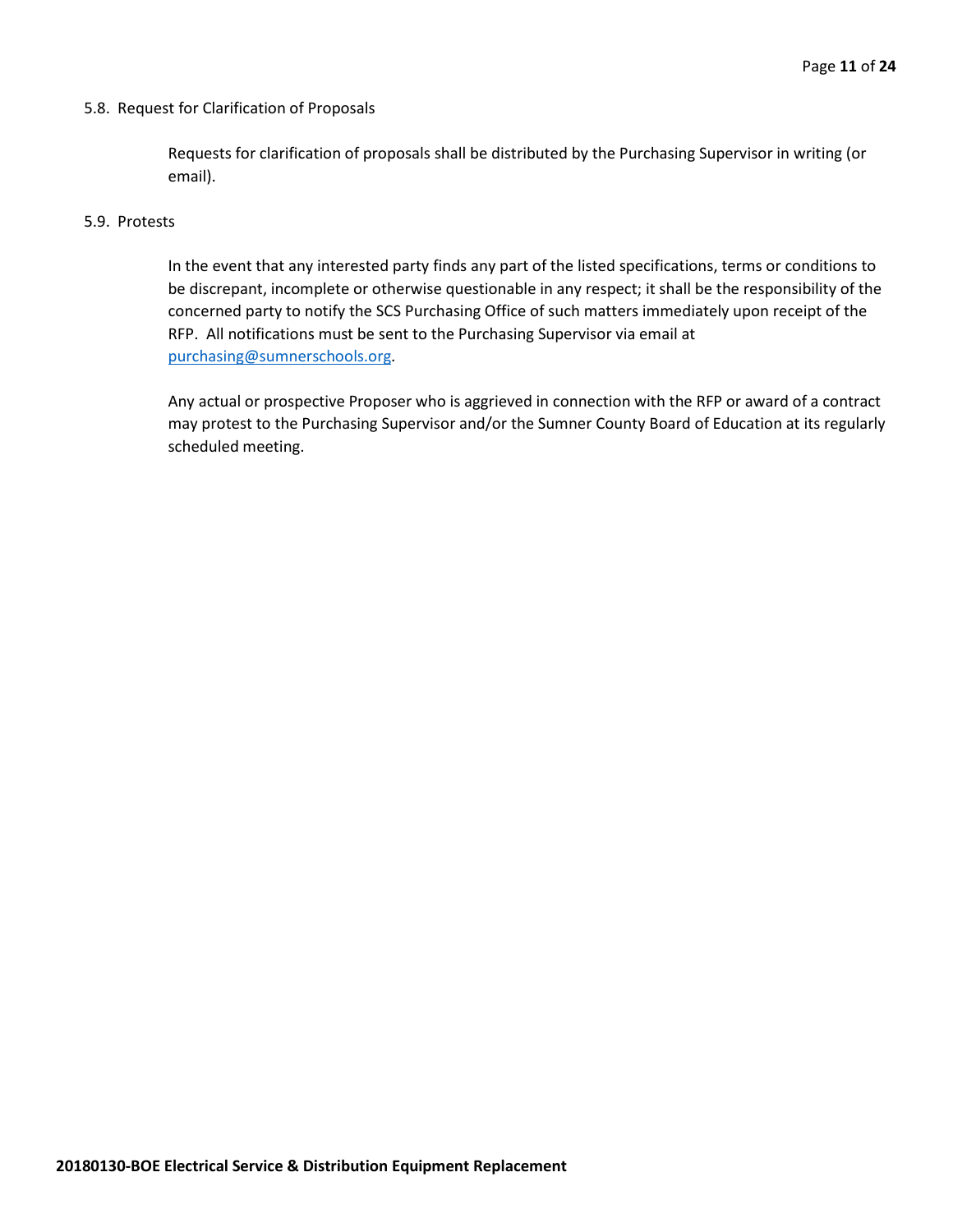### 5.8. Request for Clarification of Proposals

Requests for clarification of proposals shall be distributed by the Purchasing Supervisor in writing (or email).

### 5.9. Protests

In the event that any interested party finds any part of the listed specifications, terms or conditions to be discrepant, incomplete or otherwise questionable in any respect; it shall be the responsibility of the concerned party to notify the SCS Purchasing Office of such matters immediately upon receipt of the RFP. All notifications must be sent to the Purchasing Supervisor via email at purchasing@sumnerschools.org.

Any actual or prospective Proposer who is aggrieved in connection with the RFP or award of a contract may protest to the Purchasing Supervisor and/or the Sumner County Board of Education at its regularly scheduled meeting.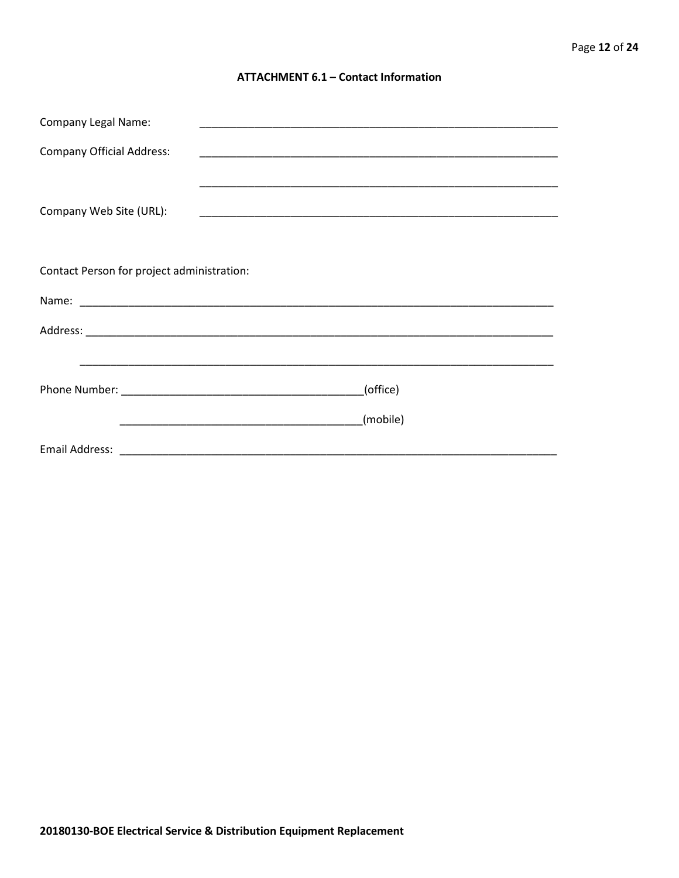### ATTACHMENT 6.1 – Contact Information

Company Legal Name: ____________________________________________________________

Company Official Address: ____________________________________________________________

____________________________________________________________

Company Web Site (URL): ____________________________________________________________

Contact Person for project administration:

Name: ________________________________________________________________________________

Address: ______________________________________________________________________________

______________________________________________________________________________

Phone Number: ________________________________________(office)

________________________________________(mobile)

Email Address: ___________________________________________________________________________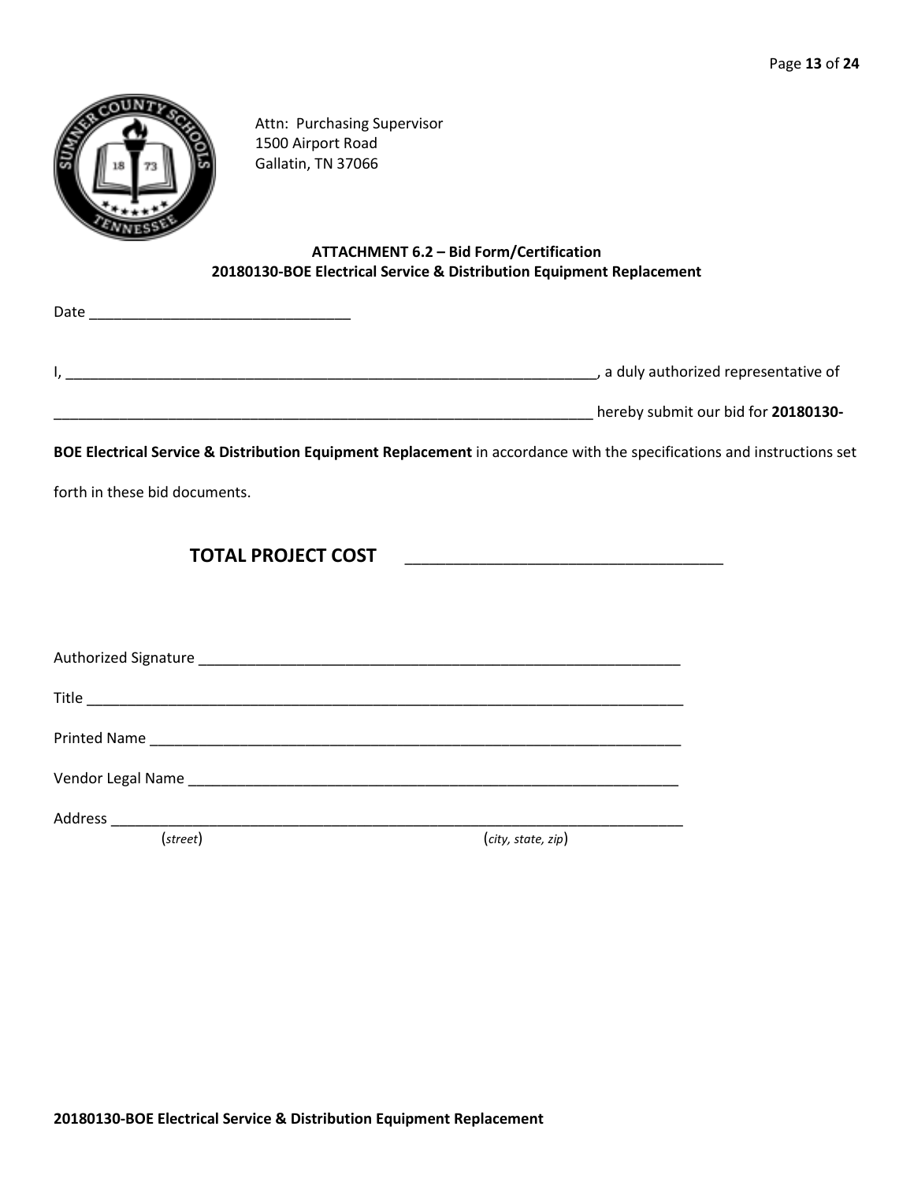Attn: Purchasing Supervisor
1500 Airport Road
Gallatin, TN 37066

**ATTACHMENT 6.2 – Bid Form/Certification**
**20180130-BOE Electrical Service & Distribution Equipment Replacement**

Date ________________________________

I, ____________________________________________________________________, a duly authorized representative of

____________________________________________________________________ hereby submit our bid for **20180130-BOE Electrical Service & Distribution Equipment Replacement** in accordance with the specifications and instructions set forth in these bid documents.

**TOTAL PROJECT COST** ___________________________________

Authorized Signature ____________________________________________________________

Title ____________________________________________________________________________

Printed Name ____________________________________________________________________

Vendor Legal Name _______________________________________________________________

Address _________________________________________________________________________
(*street*) (*city, state, zip*)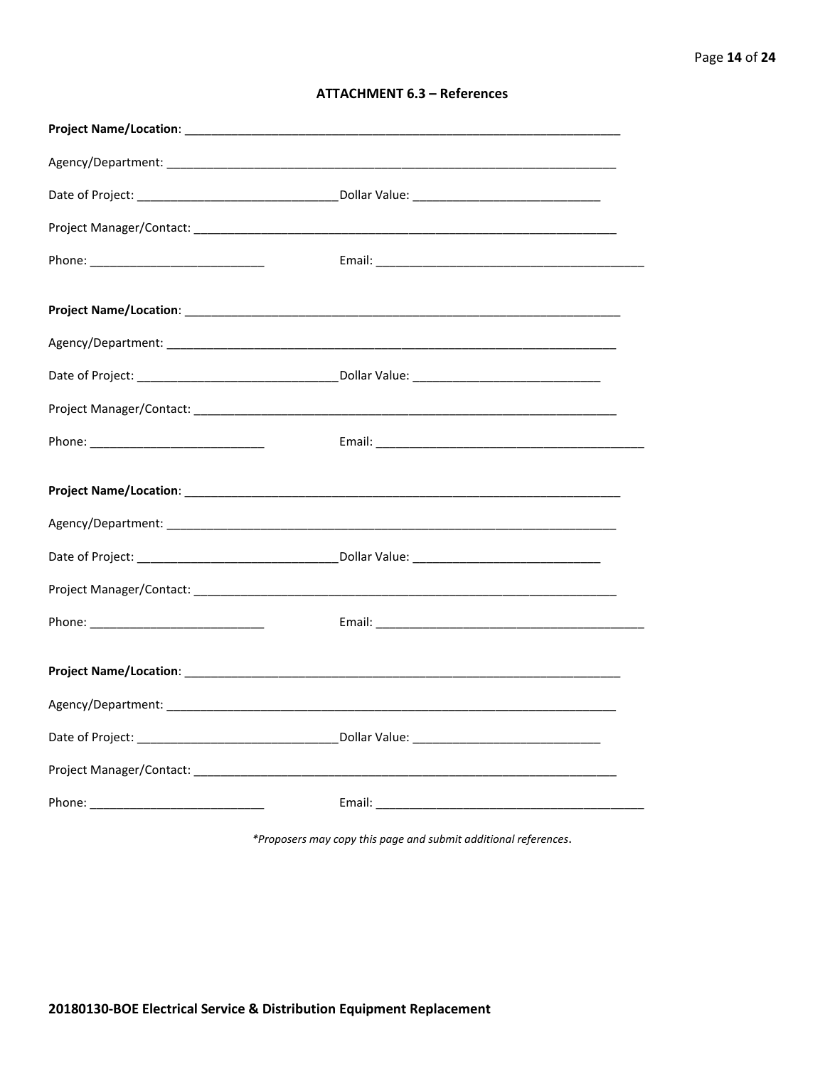## ATTACHMENT 6.3 – References

**Project Name/Location**: ____________________________________________________________________

Agency/Department: ____________________________________________________________________

Date of Project: ______________________________Dollar Value: ____________________________

Project Manager/Contact: ________________________________________________________________

Phone: __________________________ Email: _________________________________________

**Project Name/Location**: ____________________________________________________________________

Agency/Department: ____________________________________________________________________

Date of Project: ______________________________Dollar Value: ____________________________

Project Manager/Contact: ________________________________________________________________

Phone: __________________________ Email: _________________________________________

**Project Name/Location**: ____________________________________________________________________

Agency/Department: ____________________________________________________________________

Date of Project: ______________________________Dollar Value: ____________________________

Project Manager/Contact: ________________________________________________________________

Phone: __________________________ Email: _________________________________________

**Project Name/Location**: ____________________________________________________________________

Agency/Department: ____________________________________________________________________

Date of Project: ______________________________Dollar Value: ____________________________

Project Manager/Contact: ________________________________________________________________

Phone: __________________________ Email: _________________________________________

*\*Proposers may copy this page and submit additional references.*

**20180130-BOE Electrical Service & Distribution Equipment Replacement**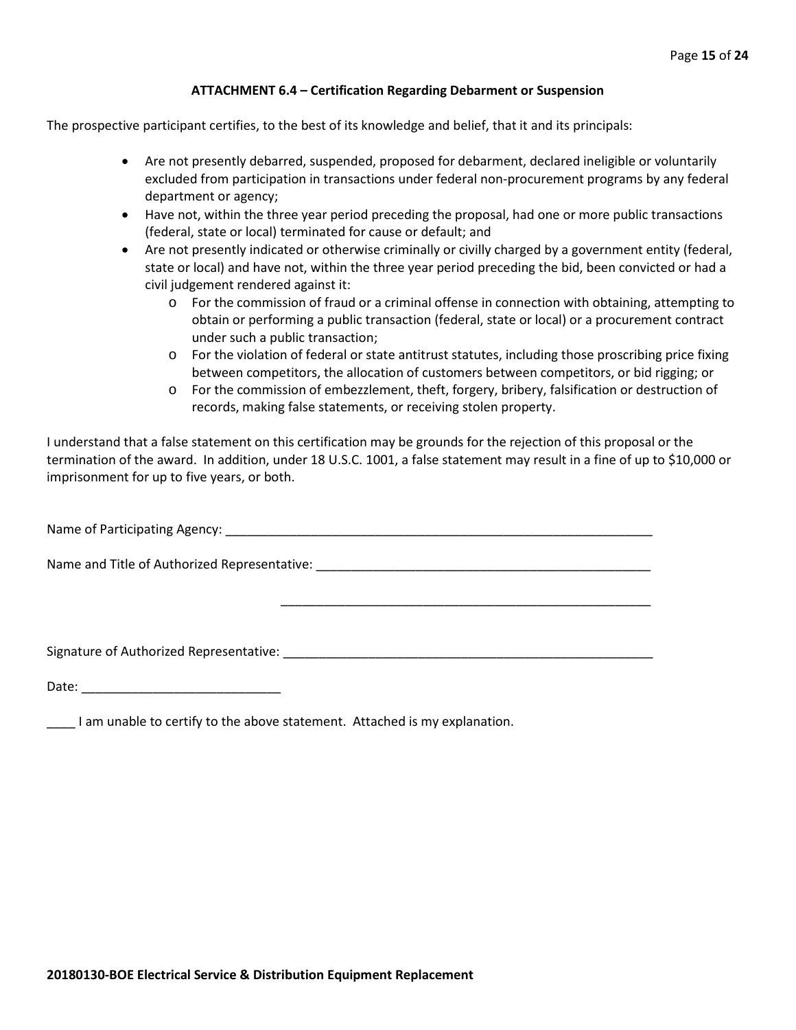### ATTACHMENT 6.4 – Certification Regarding Debarment or Suspension

The prospective participant certifies, to the best of its knowledge and belief, that it and its principals:

- Are not presently debarred, suspended, proposed for debarment, declared ineligible or voluntarily excluded from participation in transactions under federal non-procurement programs by any federal department or agency;
- Have not, within the three year period preceding the proposal, had one or more public transactions (federal, state or local) terminated for cause or default; and
- Are not presently indicated or otherwise criminally or civilly charged by a government entity (federal, state or local) and have not, within the three year period preceding the bid, been convicted or had a civil judgement rendered against it:
  - For the commission of fraud or a criminal offense in connection with obtaining, attempting to obtain or performing a public transaction (federal, state or local) or a procurement contract under such a public transaction;
  - For the violation of federal or state antitrust statutes, including those proscribing price fixing between competitors, the allocation of customers between competitors, or bid rigging; or
  - For the commission of embezzlement, theft, forgery, bribery, falsification or destruction of records, making false statements, or receiving stolen property.

I understand that a false statement on this certification may be grounds for the rejection of this proposal or the termination of the award. In addition, under 18 U.S.C. 1001, a false statement may result in a fine of up to $10,000 or imprisonment for up to five years, or both.

Name of Participating Agency: ______________________________________________________________

Name and Title of Authorized Representative: ________________________________________________

______________________________________________________

Signature of Authorized Representative: _____________________________________________________

Date: ____________________________

____ I am unable to certify to the above statement. Attached is my explanation.

**20180130-BOE Electrical Service & Distribution Equipment Replacement**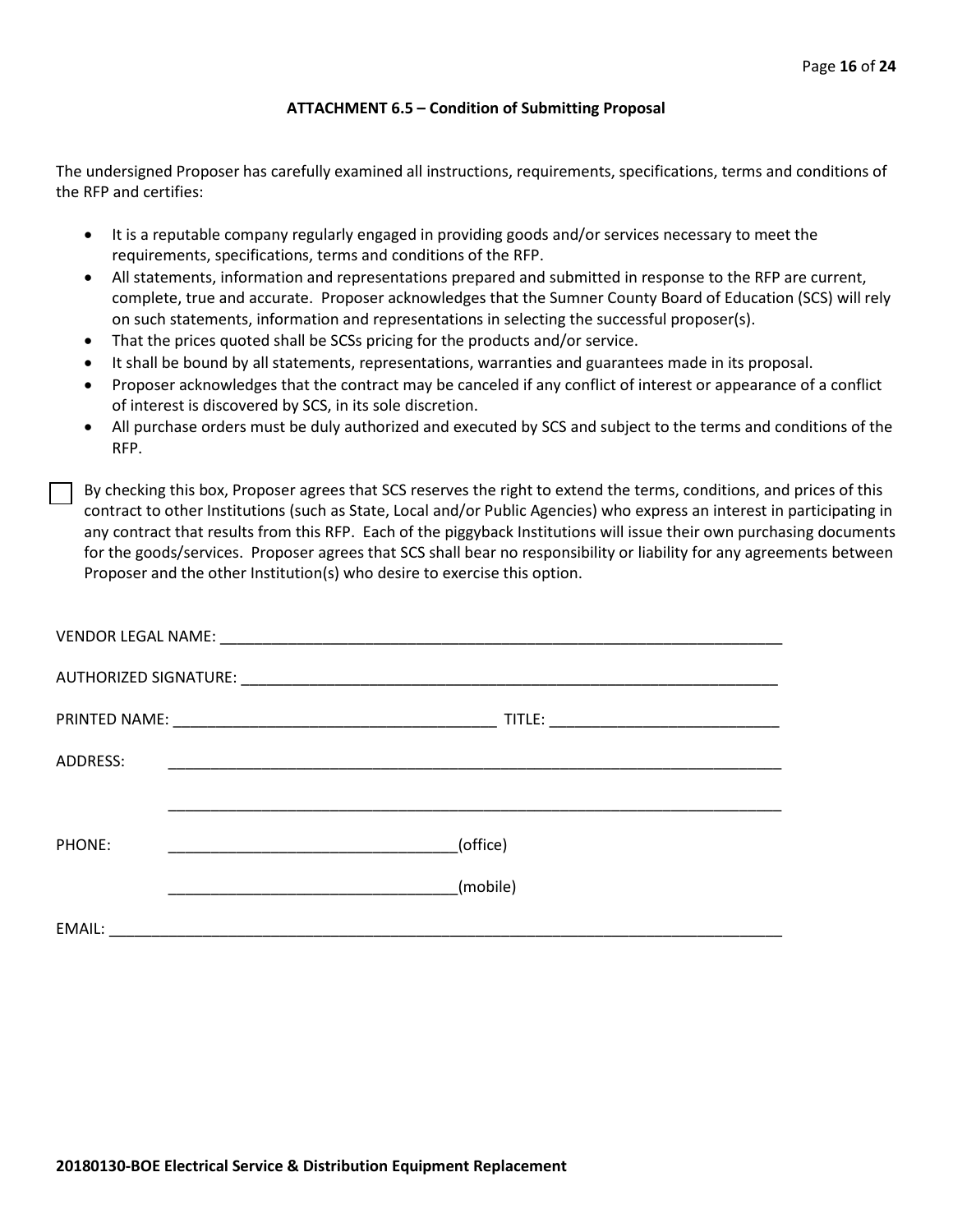### ATTACHMENT 6.5 – Condition of Submitting Proposal

The undersigned Proposer has carefully examined all instructions, requirements, specifications, terms and conditions of the RFP and certifies:

- It is a reputable company regularly engaged in providing goods and/or services necessary to meet the requirements, specifications, terms and conditions of the RFP.
- All statements, information and representations prepared and submitted in response to the RFP are current, complete, true and accurate. Proposer acknowledges that the Sumner County Board of Education (SCS) will rely on such statements, information and representations in selecting the successful proposer(s).
- That the prices quoted shall be SCSs pricing for the products and/or service.
- It shall be bound by all statements, representations, warranties and guarantees made in its proposal.
- Proposer acknowledges that the contract may be canceled if any conflict of interest or appearance of a conflict of interest is discovered by SCS, in its sole discretion.
- All purchase orders must be duly authorized and executed by SCS and subject to the terms and conditions of the RFP.

☐ By checking this box, Proposer agrees that SCS reserves the right to extend the terms, conditions, and prices of this contract to other Institutions (such as State, Local and/or Public Agencies) who express an interest in participating in any contract that results from this RFP. Each of the piggyback Institutions will issue their own purchasing documents for the goods/services. Proposer agrees that SCS shall bear no responsibility or liability for any agreements between Proposer and the other Institution(s) who desire to exercise this option.

VENDOR LEGAL NAME: ______________________________________________________________________

AUTHORIZED SIGNATURE: __________________________________________________________________

PRINTED NAME: ______________________________________ TITLE: ___________________________

ADDRESS: ___________________________________________________________________________

___________________________________________________________________________

PHONE: __________________________________(office)

__________________________________(mobile)

EMAIL: _____________________________________________________________________________

**20180130-BOE Electrical Service & Distribution Equipment Replacement**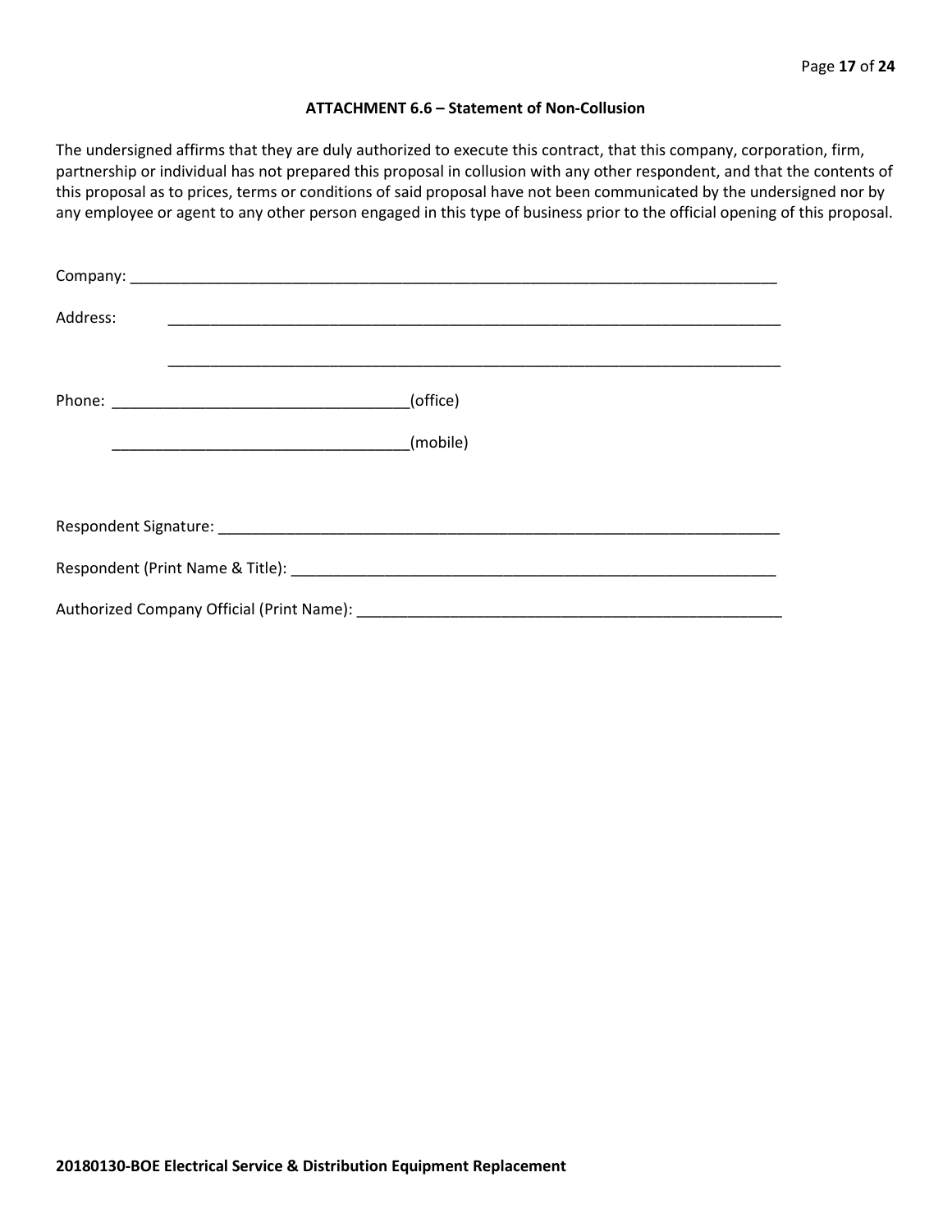**ATTACHMENT 6.6 – Statement of Non-Collusion**

The undersigned affirms that they are duly authorized to execute this contract, that this company, corporation, firm, partnership or individual has not prepared this proposal in collusion with any other respondent, and that the contents of this proposal as to prices, terms or conditions of said proposal have not been communicated by the undersigned nor by any employee or agent to any other person engaged in this type of business prior to the official opening of this proposal.

Company: ______________________________________________________________________________

Address: ___________________________________________________________________________

___________________________________________________________________________

Phone: ___________________________________(office)

___________________________________(mobile)

Respondent Signature: _____________________________________________________________________

Respondent (Print Name & Title): ____________________________________________________________

Authorized Company Official (Print Name): ____________________________________________________

**20180130-BOE Electrical Service & Distribution Equipment Replacement**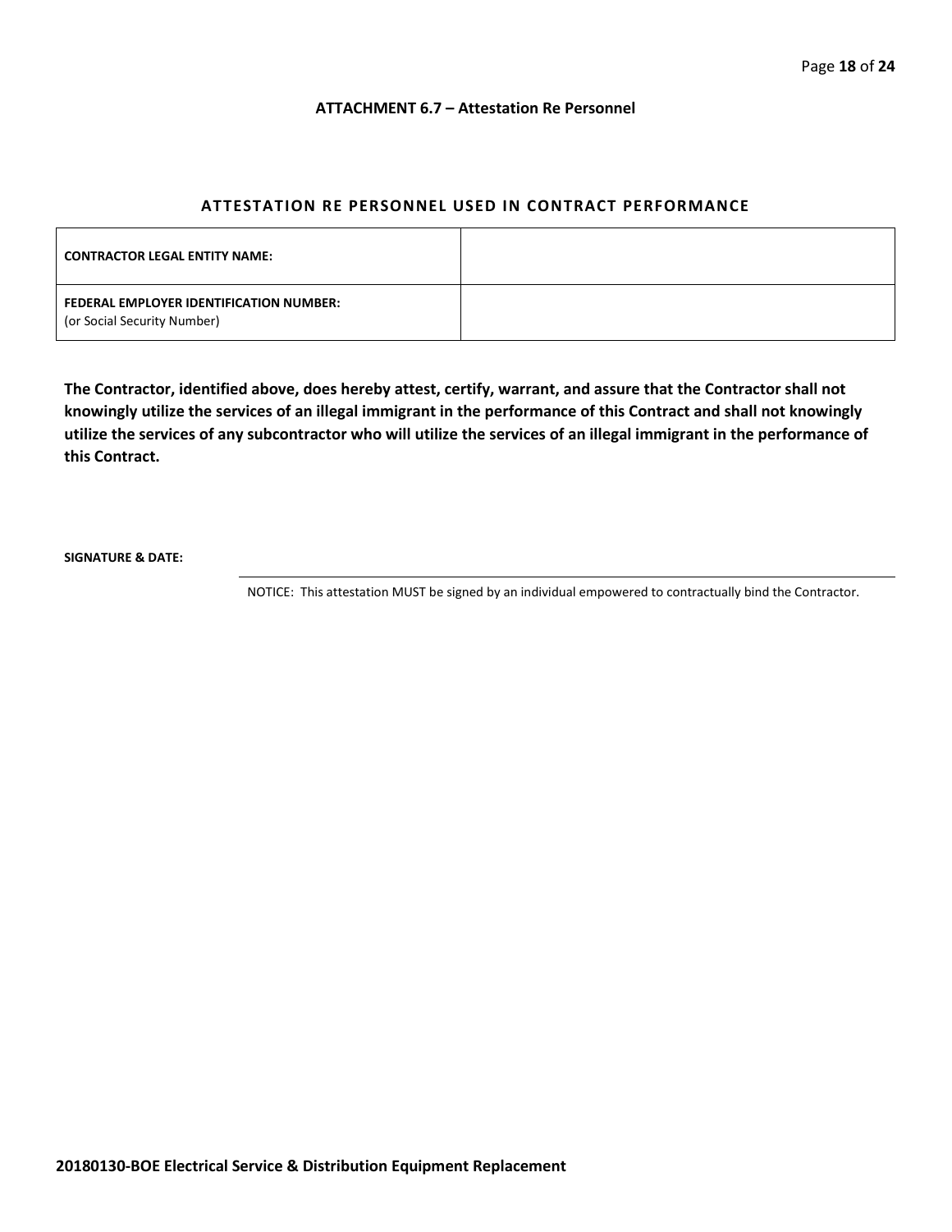**ATTACHMENT 6.7 – Attestation Re Personnel**

## ATTESTATION RE PERSONNEL USED IN CONTRACT PERFORMANCE

| | |
|---|---|
| **CONTRACTOR LEGAL ENTITY NAME:** | |
| **FEDERAL EMPLOYER IDENTIFICATION NUMBER:** (or Social Security Number) | |

**The Contractor, identified above, does hereby attest, certify, warrant, and assure that the Contractor shall not knowingly utilize the services of an illegal immigrant in the performance of this Contract and shall not knowingly utilize the services of any subcontractor who will utilize the services of an illegal immigrant in the performance of this Contract.**

**SIGNATURE & DATE:**

NOTICE: This attestation MUST be signed by an individual empowered to contractually bind the Contractor.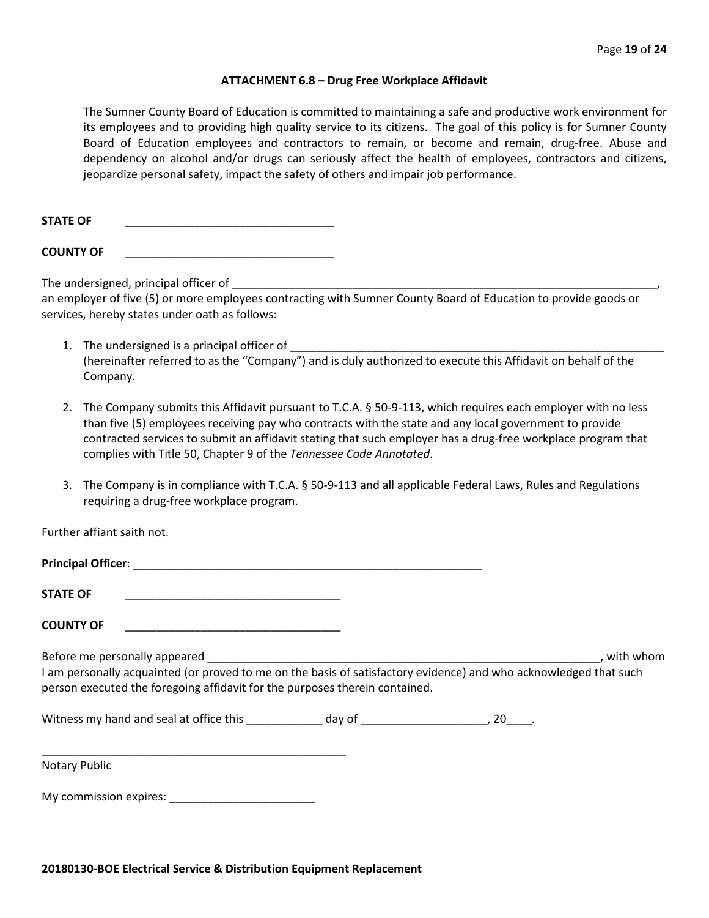### ATTACHMENT 6.8 – Drug Free Workplace Affidavit

The Sumner County Board of Education is committed to maintaining a safe and productive work environment for its employees and to providing high quality service to its citizens. The goal of this policy is for Sumner County Board of Education employees and contractors to remain, or become and remain, drug-free. Abuse and dependency on alcohol and/or drugs can seriously affect the health of employees, contractors and citizens, jeopardize personal safety, impact the safety of others and impair job performance.

**STATE OF** \_\_\_\_\_\_\_\_\_\_\_\_\_\_\_\_\_\_\_\_\_\_\_\_\_\_\_\_\_\_\_\_

**COUNTY OF** \_\_\_\_\_\_\_\_\_\_\_\_\_\_\_\_\_\_\_\_\_\_\_\_\_\_\_\_\_\_\_\_

The undersigned, principal officer of \_\_\_\_\_\_\_\_\_\_\_\_\_\_\_\_\_\_\_\_\_\_\_\_\_\_\_\_\_\_\_\_\_\_\_\_\_\_\_\_\_\_\_\_\_\_\_\_\_\_\_\_\_\_\_\_\_\_\_\_\_\_\_\_\_\_\_\_, an employer of five (5) or more employees contracting with Sumner County Board of Education to provide goods or services, hereby states under oath as follows:

1. The undersigned is a principal officer of \_\_\_\_\_\_\_\_\_\_\_\_\_\_\_\_\_\_\_\_\_\_\_\_\_\_\_\_\_\_\_\_\_\_\_\_\_\_\_\_\_\_\_\_\_\_\_\_\_\_\_\_\_\_\_\_\_\_\_\_ (hereinafter referred to as the "Company") and is duly authorized to execute this Affidavit on behalf of the Company.

2. The Company submits this Affidavit pursuant to T.C.A. § 50-9-113, which requires each employer with no less than five (5) employees receiving pay who contracts with the state and any local government to provide contracted services to submit an affidavit stating that such employer has a drug-free workplace program that complies with Title 50, Chapter 9 of the *Tennessee Code Annotated*.

3. The Company is in compliance with T.C.A. § 50-9-113 and all applicable Federal Laws, Rules and Regulations requiring a drug-free workplace program.

Further affiant saith not.

**Principal Officer**: \_\_\_\_\_\_\_\_\_\_\_\_\_\_\_\_\_\_\_\_\_\_\_\_\_\_\_\_\_\_\_\_\_\_\_\_\_\_\_\_\_\_\_\_\_\_\_\_\_\_\_\_\_\_

**STATE OF** \_\_\_\_\_\_\_\_\_\_\_\_\_\_\_\_\_\_\_\_\_\_\_\_\_\_\_\_\_\_\_\_\_\_\_

**COUNTY OF** \_\_\_\_\_\_\_\_\_\_\_\_\_\_\_\_\_\_\_\_\_\_\_\_\_\_\_\_\_\_\_\_\_\_\_

Before me personally appeared \_\_\_\_\_\_\_\_\_\_\_\_\_\_\_\_\_\_\_\_\_\_\_\_\_\_\_\_\_\_\_\_\_\_\_\_\_\_\_\_\_\_\_\_\_\_\_\_\_\_\_\_\_\_\_\_\_\_\_\_\_\_\_\_, with whom I am personally acquainted (or proved to me on the basis of satisfactory evidence) and who acknowledged that such person executed the foregoing affidavit for the purposes therein contained.

Witness my hand and seal at office this \_\_\_\_\_\_\_\_\_\_\_\_ day of \_\_\_\_\_\_\_\_\_\_\_\_\_\_\_\_\_\_\_\_, 20\_\_\_\_.

\_\_\_\_\_\_\_\_\_\_\_\_\_\_\_\_\_\_\_\_\_\_\_\_\_\_\_\_\_\_\_\_\_\_\_\_\_\_\_\_\_\_\_\_\_\_\_\_\_\_

Notary Public

My commission expires: \_\_\_\_\_\_\_\_\_\_\_\_\_\_\_\_\_\_\_\_\_\_\_

**20180130-BOE Electrical Service & Distribution Equipment Replacement**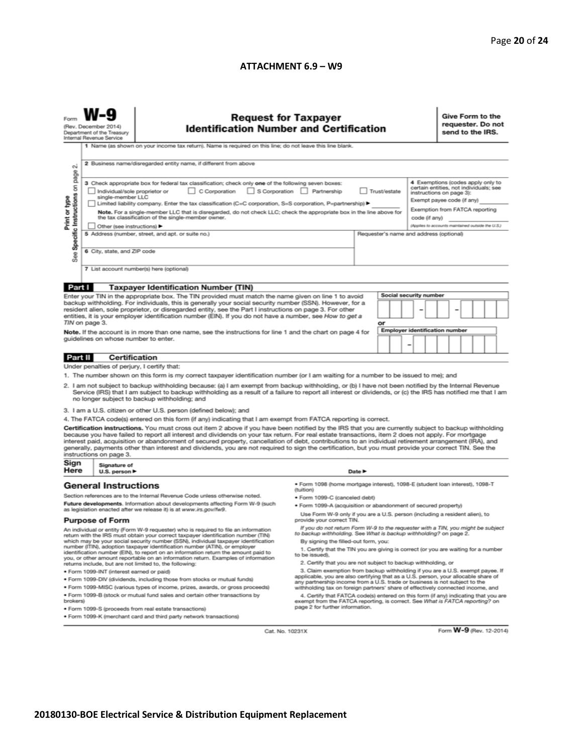## ATTACHMENT 6.9 – W9

Form **W-9**
(Rev. December 2014)
Department of the Treasury
Internal Revenue Service

# Request for Taxpayer Identification Number and Certification

**Give Form to the requester. Do not send to the IRS.**

Print or type
See Specific Instructions on page 2.

1 Name (as shown on your income tax return). Name is required on this line; do not leave this line blank.

2 Business name/disregarded entity name, if different from above

3 Check appropriate box for federal tax classification; check only **one** of the following seven boxes:
☐ Individual/sole proprietor or single-member LLC ☐ C Corporation ☐ S Corporation ☐ Partnership ☐ Trust/estate
☐ Limited liability company. Enter the tax classification (C=C corporation, S=S corporation, P=partnership) ▶ ________
**Note.** For a single-member LLC that is disregarded, do not check LLC; check the appropriate box in the line above for the tax classification of the single-member owner.
☐ Other (see instructions) ▶

4 Exemptions (codes apply only to certain entities, not individuals; see instructions on page 3):
Exempt payee code (if any) ________
Exemption from FATCA reporting code (if any) ________
*(Applies to accounts maintained outside the U.S.)*

5 Address (number, street, and apt. or suite no.)

Requester's name and address (optional)

6 City, state, and ZIP code

7 List account number(s) here (optional)

**Part I Taxpayer Identification Number (TIN)**

Enter your TIN in the appropriate box. The TIN provided must match the name given on line 1 to avoid backup withholding. For individuals, this is generally your social security number (SSN). However, for a resident alien, sole proprietor, or disregarded entity, see the Part I instructions on page 3. For other entities, it is your employer identification number (EIN). If you do not have a number, see *How to get a TIN* on page 3.

**Note.** If the account is in more than one name, see the instructions for line 1 and the chart on page 4 for guidelines on whose number to enter.

**Social security number**
☐☐☐ – ☐☐ – ☐☐☐☐

or

**Employer identification number**
☐☐ – ☐☐☐☐☐☐☐

**Part II Certification**

Under penalties of perjury, I certify that:

1. The number shown on this form is my correct taxpayer identification number (or I am waiting for a number to be issued to me); and
2. I am not subject to backup withholding because: (a) I am exempt from backup withholding, or (b) I have not been notified by the Internal Revenue Service (IRS) that I am subject to backup withholding as a result of a failure to report all interest or dividends, or (c) the IRS has notified me that I am no longer subject to backup withholding; and
3. I am a U.S. citizen or other U.S. person (defined below); and
4. The FATCA code(s) entered on this form (if any) indicating that I am exempt from FATCA reporting is correct.

**Certification instructions.** You must cross out item 2 above if you have been notified by the IRS that you are currently subject to backup withholding because you have failed to report all interest and dividends on your tax return. For real estate transactions, item 2 does not apply. For mortgage interest paid, acquisition or abandonment of secured property, cancellation of debt, contributions to an individual retirement arrangement (IRA), and generally, payments other than interest and dividends, you are not required to sign the certification, but you must provide your correct TIN. See the instructions on page 3.

**Sign Here** Signature of U.S. person ▶ Date ▶

## General Instructions

Section references are to the Internal Revenue Code unless otherwise noted.

**Future developments.** Information about developments affecting Form W-9 (such as legislation enacted after we release it) is at *www.irs.gov/fw9*.

### Purpose of Form

An individual or entity (Form W-9 requester) who is required to file an information return with the IRS must obtain your correct taxpayer identification number (TIN) which may be your social security number (SSN), individual taxpayer identification number (ITIN), adoption taxpayer identification number (ATIN), or employer identification number (EIN), to report on an information return the amount paid to you, or other amount reportable on an information return. Examples of information returns include, but are not limited to, the following:

- Form 1099-INT (interest earned or paid)
- Form 1099-DIV (dividends, including those from stocks or mutual funds)
- Form 1099-MISC (various types of income, prizes, awards, or gross proceeds)
- Form 1099-B (stock or mutual fund sales and certain other transactions by brokers)
- Form 1099-S (proceeds from real estate transactions)
- Form 1099-K (merchant card and third party network transactions)
- Form 1098 (home mortgage interest), 1098-E (student loan interest), 1098-T (tuition)
- Form 1099-C (canceled debt)
- Form 1099-A (acquisition or abandonment of secured property)

Use Form W-9 only if you are a U.S. person (including a resident alien), to provide your correct TIN.

*If you do not return Form W-9 to the requester with a TIN, you might be subject to backup withholding. See What is backup withholding? on page 2.*

By signing the filled-out form, you:

1. Certify that the TIN you are giving is correct (or you are waiting for a number to be issued),
2. Certify that you are not subject to backup withholding, or
3. Claim exemption from backup withholding if you are a U.S. exempt payee. If applicable, you are also certifying that as a U.S. person, your allocable share of any partnership income from a U.S. trade or business is not subject to the withholding tax on foreign partners' share of effectively connected income, and
4. Certify that FATCA code(s) entered on this form (if any) indicating that you are exempt from the FATCA reporting, is correct. See *What is FATCA reporting?* on page 2 for further information.

Cat. No. 10231X Form **W-9** (Rev. 12-2014)

**20180130-BOE Electrical Service & Distribution Equipment Replacement**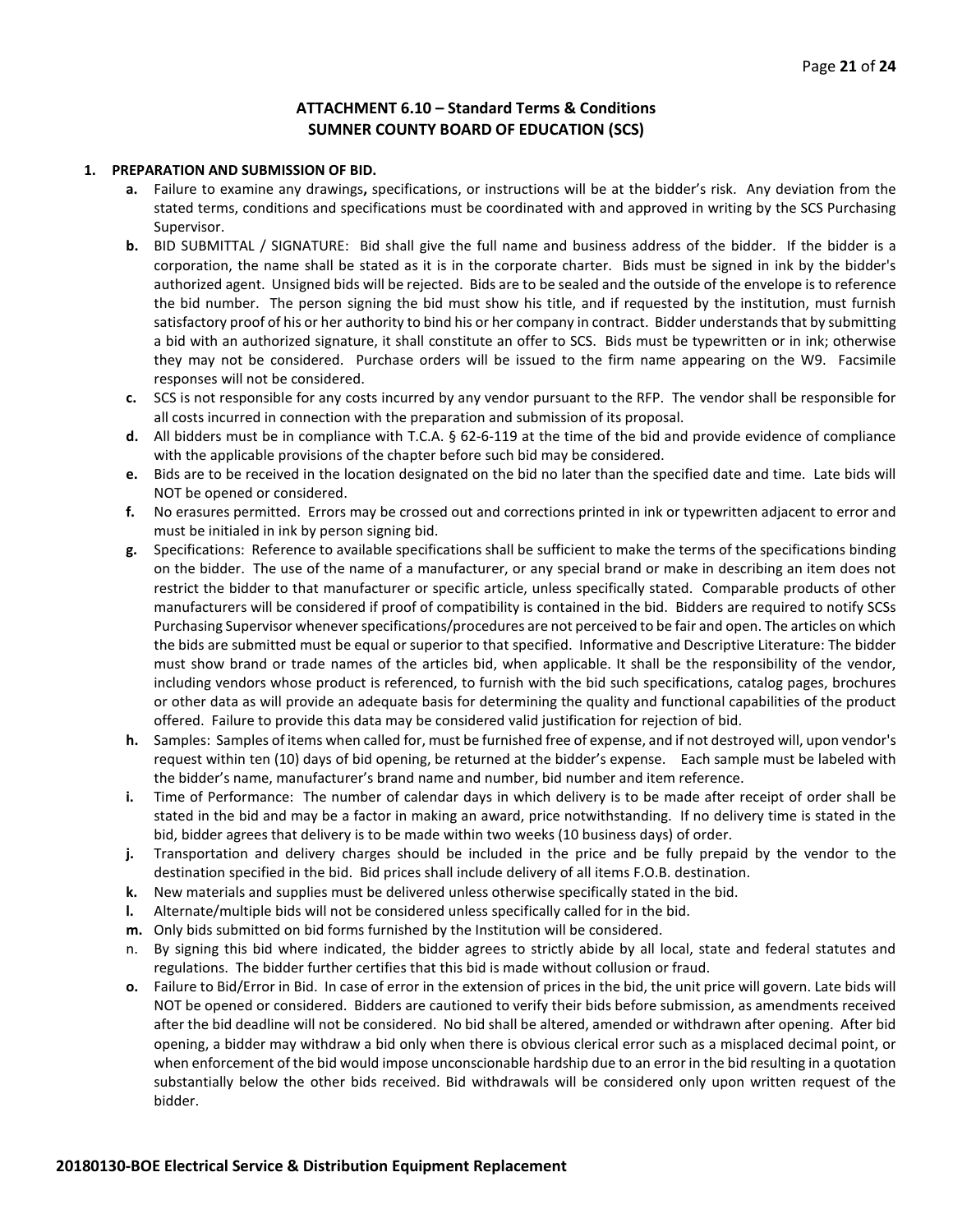## ATTACHMENT 6.10 – Standard Terms & Conditions
## SUMNER COUNTY BOARD OF EDUCATION (SCS)

**1. PREPARATION AND SUBMISSION OF BID.**

- **a.** Failure to examine any drawings**,** specifications, or instructions will be at the bidder's risk. Any deviation from the stated terms, conditions and specifications must be coordinated with and approved in writing by the SCS Purchasing Supervisor.
- **b.** BID SUBMITTAL / SIGNATURE: Bid shall give the full name and business address of the bidder. If the bidder is a corporation, the name shall be stated as it is in the corporate charter. Bids must be signed in ink by the bidder's authorized agent. Unsigned bids will be rejected. Bids are to be sealed and the outside of the envelope is to reference the bid number. The person signing the bid must show his title, and if requested by the institution, must furnish satisfactory proof of his or her authority to bind his or her company in contract. Bidder understands that by submitting a bid with an authorized signature, it shall constitute an offer to SCS. Bids must be typewritten or in ink; otherwise they may not be considered. Purchase orders will be issued to the firm name appearing on the W9. Facsimile responses will not be considered.
- **c.** SCS is not responsible for any costs incurred by any vendor pursuant to the RFP. The vendor shall be responsible for all costs incurred in connection with the preparation and submission of its proposal.
- **d.** All bidders must be in compliance with T.C.A. § 62-6-119 at the time of the bid and provide evidence of compliance with the applicable provisions of the chapter before such bid may be considered.
- **e.** Bids are to be received in the location designated on the bid no later than the specified date and time. Late bids will NOT be opened or considered.
- **f.** No erasures permitted. Errors may be crossed out and corrections printed in ink or typewritten adjacent to error and must be initialed in ink by person signing bid.
- **g.** Specifications: Reference to available specifications shall be sufficient to make the terms of the specifications binding on the bidder. The use of the name of a manufacturer, or any special brand or make in describing an item does not restrict the bidder to that manufacturer or specific article, unless specifically stated. Comparable products of other manufacturers will be considered if proof of compatibility is contained in the bid. Bidders are required to notify SCSs Purchasing Supervisor whenever specifications/procedures are not perceived to be fair and open. The articles on which the bids are submitted must be equal or superior to that specified. Informative and Descriptive Literature: The bidder must show brand or trade names of the articles bid, when applicable. It shall be the responsibility of the vendor, including vendors whose product is referenced, to furnish with the bid such specifications, catalog pages, brochures or other data as will provide an adequate basis for determining the quality and functional capabilities of the product offered. Failure to provide this data may be considered valid justification for rejection of bid.
- **h.** Samples: Samples of items when called for, must be furnished free of expense, and if not destroyed will, upon vendor's request within ten (10) days of bid opening, be returned at the bidder's expense. Each sample must be labeled with the bidder's name, manufacturer's brand name and number, bid number and item reference.
- **i.** Time of Performance: The number of calendar days in which delivery is to be made after receipt of order shall be stated in the bid and may be a factor in making an award, price notwithstanding. If no delivery time is stated in the bid, bidder agrees that delivery is to be made within two weeks (10 business days) of order.
- **j.** Transportation and delivery charges should be included in the price and be fully prepaid by the vendor to the destination specified in the bid. Bid prices shall include delivery of all items F.O.B. destination.
- **k.** New materials and supplies must be delivered unless otherwise specifically stated in the bid.
- **l.** Alternate/multiple bids will not be considered unless specifically called for in the bid.
- **m.** Only bids submitted on bid forms furnished by the Institution will be considered.
- n. By signing this bid where indicated, the bidder agrees to strictly abide by all local, state and federal statutes and regulations. The bidder further certifies that this bid is made without collusion or fraud.
- **o.** Failure to Bid/Error in Bid. In case of error in the extension of prices in the bid, the unit price will govern. Late bids will NOT be opened or considered. Bidders are cautioned to verify their bids before submission, as amendments received after the bid deadline will not be considered. No bid shall be altered, amended or withdrawn after opening. After bid opening, a bidder may withdraw a bid only when there is obvious clerical error such as a misplaced decimal point, or when enforcement of the bid would impose unconscionable hardship due to an error in the bid resulting in a quotation substantially below the other bids received. Bid withdrawals will be considered only upon written request of the bidder.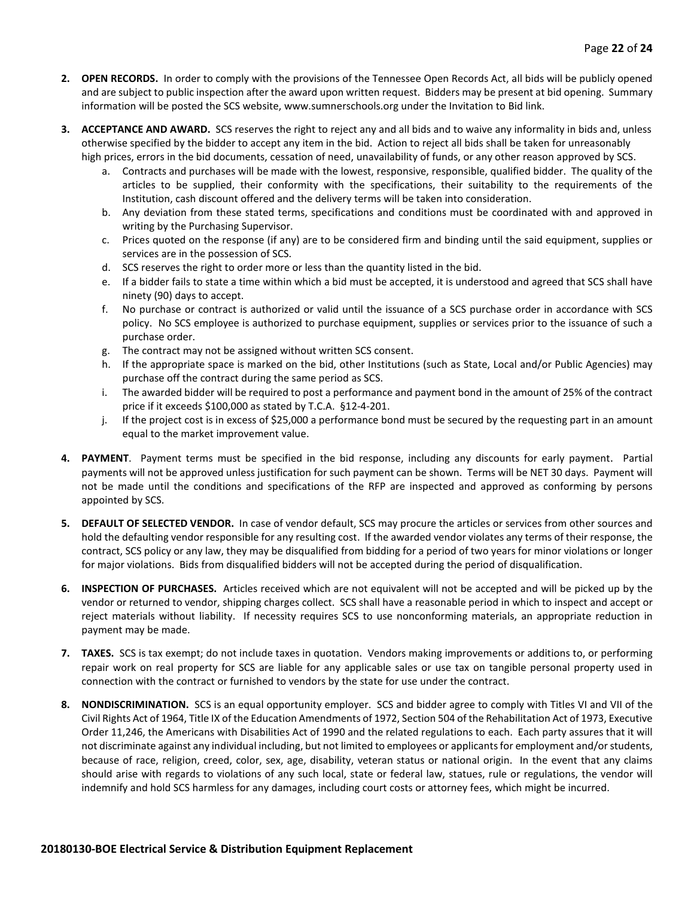2. **OPEN RECORDS.** In order to comply with the provisions of the Tennessee Open Records Act, all bids will be publicly opened and are subject to public inspection after the award upon written request. Bidders may be present at bid opening. Summary information will be posted the SCS website, www.sumnerschools.org under the Invitation to Bid link.

3. **ACCEPTANCE AND AWARD.** SCS reserves the right to reject any and all bids and to waive any informality in bids and, unless otherwise specified by the bidder to accept any item in the bid. Action to reject all bids shall be taken for unreasonably high prices, errors in the bid documents, cessation of need, unavailability of funds, or any other reason approved by SCS.
   a. Contracts and purchases will be made with the lowest, responsive, responsible, qualified bidder. The quality of the articles to be supplied, their conformity with the specifications, their suitability to the requirements of the Institution, cash discount offered and the delivery terms will be taken into consideration.
   b. Any deviation from these stated terms, specifications and conditions must be coordinated with and approved in writing by the Purchasing Supervisor.
   c. Prices quoted on the response (if any) are to be considered firm and binding until the said equipment, supplies or services are in the possession of SCS.
   d. SCS reserves the right to order more or less than the quantity listed in the bid.
   e. If a bidder fails to state a time within which a bid must be accepted, it is understood and agreed that SCS shall have ninety (90) days to accept.
   f. No purchase or contract is authorized or valid until the issuance of a SCS purchase order in accordance with SCS policy. No SCS employee is authorized to purchase equipment, supplies or services prior to the issuance of such a purchase order.
   g. The contract may not be assigned without written SCS consent.
   h. If the appropriate space is marked on the bid, other Institutions (such as State, Local and/or Public Agencies) may purchase off the contract during the same period as SCS.
   i. The awarded bidder will be required to post a performance and payment bond in the amount of 25% of the contract price if it exceeds $100,000 as stated by T.C.A. §12-4-201.
   j. If the project cost is in excess of $25,000 a performance bond must be secured by the requesting part in an amount equal to the market improvement value.

4. **PAYMENT**. Payment terms must be specified in the bid response, including any discounts for early payment. Partial payments will not be approved unless justification for such payment can be shown. Terms will be NET 30 days. Payment will not be made until the conditions and specifications of the RFP are inspected and approved as conforming by persons appointed by SCS.

5. **DEFAULT OF SELECTED VENDOR.** In case of vendor default, SCS may procure the articles or services from other sources and hold the defaulting vendor responsible for any resulting cost. If the awarded vendor violates any terms of their response, the contract, SCS policy or any law, they may be disqualified from bidding for a period of two years for minor violations or longer for major violations. Bids from disqualified bidders will not be accepted during the period of disqualification.

6. **INSPECTION OF PURCHASES.** Articles received which are not equivalent will not be accepted and will be picked up by the vendor or returned to vendor, shipping charges collect. SCS shall have a reasonable period in which to inspect and accept or reject materials without liability. If necessity requires SCS to use nonconforming materials, an appropriate reduction in payment may be made.

7. **TAXES.** SCS is tax exempt; do not include taxes in quotation. Vendors making improvements or additions to, or performing repair work on real property for SCS are liable for any applicable sales or use tax on tangible personal property used in connection with the contract or furnished to vendors by the state for use under the contract.

8. **NONDISCRIMINATION.** SCS is an equal opportunity employer. SCS and bidder agree to comply with Titles VI and VII of the Civil Rights Act of 1964, Title IX of the Education Amendments of 1972, Section 504 of the Rehabilitation Act of 1973, Executive Order 11,246, the Americans with Disabilities Act of 1990 and the related regulations to each. Each party assures that it will not discriminate against any individual including, but not limited to employees or applicants for employment and/or students, because of race, religion, creed, color, sex, age, disability, veteran status or national origin. In the event that any claims should arise with regards to violations of any such local, state or federal law, statues, rule or regulations, the vendor will indemnify and hold SCS harmless for any damages, including court costs or attorney fees, which might be incurred.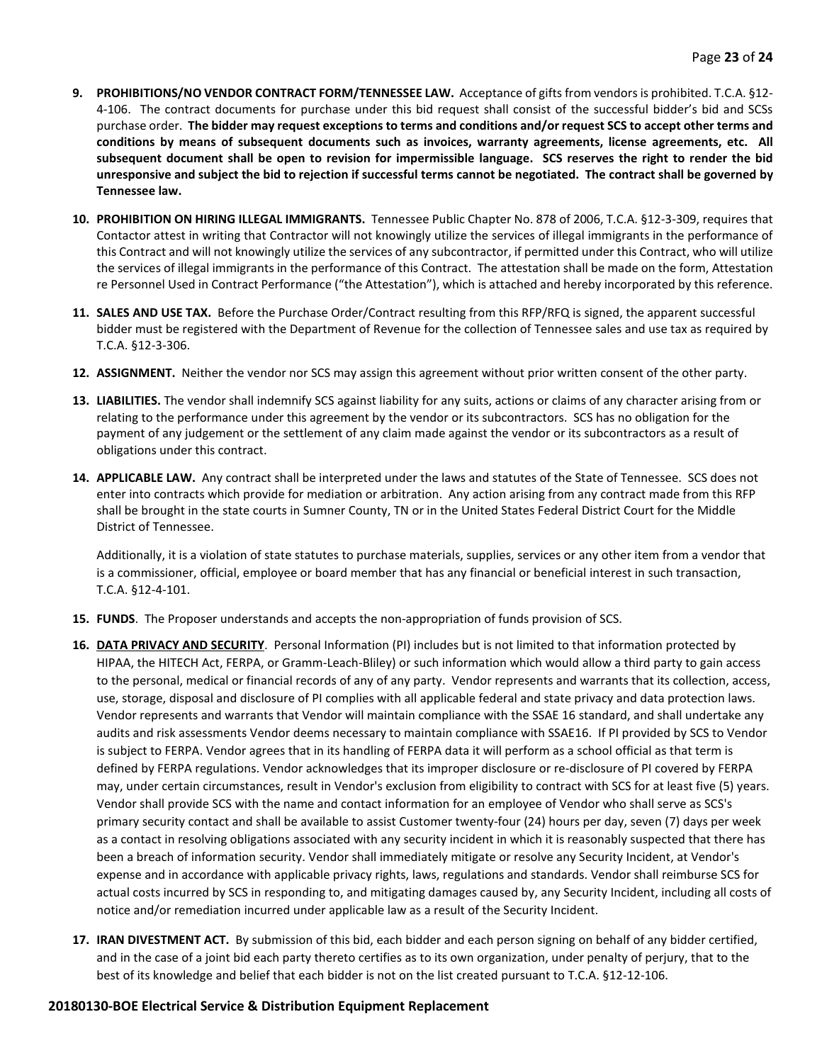9. **PROHIBITIONS/NO VENDOR CONTRACT FORM/TENNESSEE LAW.** Acceptance of gifts from vendors is prohibited. T.C.A. §12-4-106. The contract documents for purchase under this bid request shall consist of the successful bidder's bid and SCSs purchase order. **The bidder may request exceptions to terms and conditions and/or request SCS to accept other terms and conditions by means of subsequent documents such as invoices, warranty agreements, license agreements, etc. All subsequent document shall be open to revision for impermissible language. SCS reserves the right to render the bid unresponsive and subject the bid to rejection if successful terms cannot be negotiated. The contract shall be governed by Tennessee law.**

10. **PROHIBITION ON HIRING ILLEGAL IMMIGRANTS.** Tennessee Public Chapter No. 878 of 2006, T.C.A. §12-3-309, requires that Contactor attest in writing that Contractor will not knowingly utilize the services of illegal immigrants in the performance of this Contract and will not knowingly utilize the services of any subcontractor, if permitted under this Contract, who will utilize the services of illegal immigrants in the performance of this Contract. The attestation shall be made on the form, Attestation re Personnel Used in Contract Performance ("the Attestation"), which is attached and hereby incorporated by this reference.

11. **SALES AND USE TAX.** Before the Purchase Order/Contract resulting from this RFP/RFQ is signed, the apparent successful bidder must be registered with the Department of Revenue for the collection of Tennessee sales and use tax as required by T.C.A. §12-3-306.

12. **ASSIGNMENT.** Neither the vendor nor SCS may assign this agreement without prior written consent of the other party.

13. **LIABILITIES.** The vendor shall indemnify SCS against liability for any suits, actions or claims of any character arising from or relating to the performance under this agreement by the vendor or its subcontractors. SCS has no obligation for the payment of any judgement or the settlement of any claim made against the vendor or its subcontractors as a result of obligations under this contract.

14. **APPLICABLE LAW.** Any contract shall be interpreted under the laws and statutes of the State of Tennessee. SCS does not enter into contracts which provide for mediation or arbitration. Any action arising from any contract made from this RFP shall be brought in the state courts in Sumner County, TN or in the United States Federal District Court for the Middle District of Tennessee.

    Additionally, it is a violation of state statutes to purchase materials, supplies, services or any other item from a vendor that is a commissioner, official, employee or board member that has any financial or beneficial interest in such transaction, T.C.A. §12-4-101.

15. **FUNDS**. The Proposer understands and accepts the non-appropriation of funds provision of SCS.

16. **DATA PRIVACY AND SECURITY**. Personal Information (PI) includes but is not limited to that information protected by HIPAA, the HITECH Act, FERPA, or Gramm-Leach-Bliley) or such information which would allow a third party to gain access to the personal, medical or financial records of any of any party. Vendor represents and warrants that its collection, access, use, storage, disposal and disclosure of PI complies with all applicable federal and state privacy and data protection laws. Vendor represents and warrants that Vendor will maintain compliance with the SSAE 16 standard, and shall undertake any audits and risk assessments Vendor deems necessary to maintain compliance with SSAE16. If PI provided by SCS to Vendor is subject to FERPA. Vendor agrees that in its handling of FERPA data it will perform as a school official as that term is defined by FERPA regulations. Vendor acknowledges that its improper disclosure or re-disclosure of PI covered by FERPA may, under certain circumstances, result in Vendor's exclusion from eligibility to contract with SCS for at least five (5) years. Vendor shall provide SCS with the name and contact information for an employee of Vendor who shall serve as SCS's primary security contact and shall be available to assist Customer twenty-four (24) hours per day, seven (7) days per week as a contact in resolving obligations associated with any security incident in which it is reasonably suspected that there has been a breach of information security. Vendor shall immediately mitigate or resolve any Security Incident, at Vendor's expense and in accordance with applicable privacy rights, laws, regulations and standards. Vendor shall reimburse SCS for actual costs incurred by SCS in responding to, and mitigating damages caused by, any Security Incident, including all costs of notice and/or remediation incurred under applicable law as a result of the Security Incident.

17. **IRAN DIVESTMENT ACT.** By submission of this bid, each bidder and each person signing on behalf of any bidder certified, and in the case of a joint bid each party thereto certifies as to its own organization, under penalty of perjury, that to the best of its knowledge and belief that each bidder is not on the list created pursuant to T.C.A. §12-12-106.

**20180130-BOE Electrical Service & Distribution Equipment Replacement**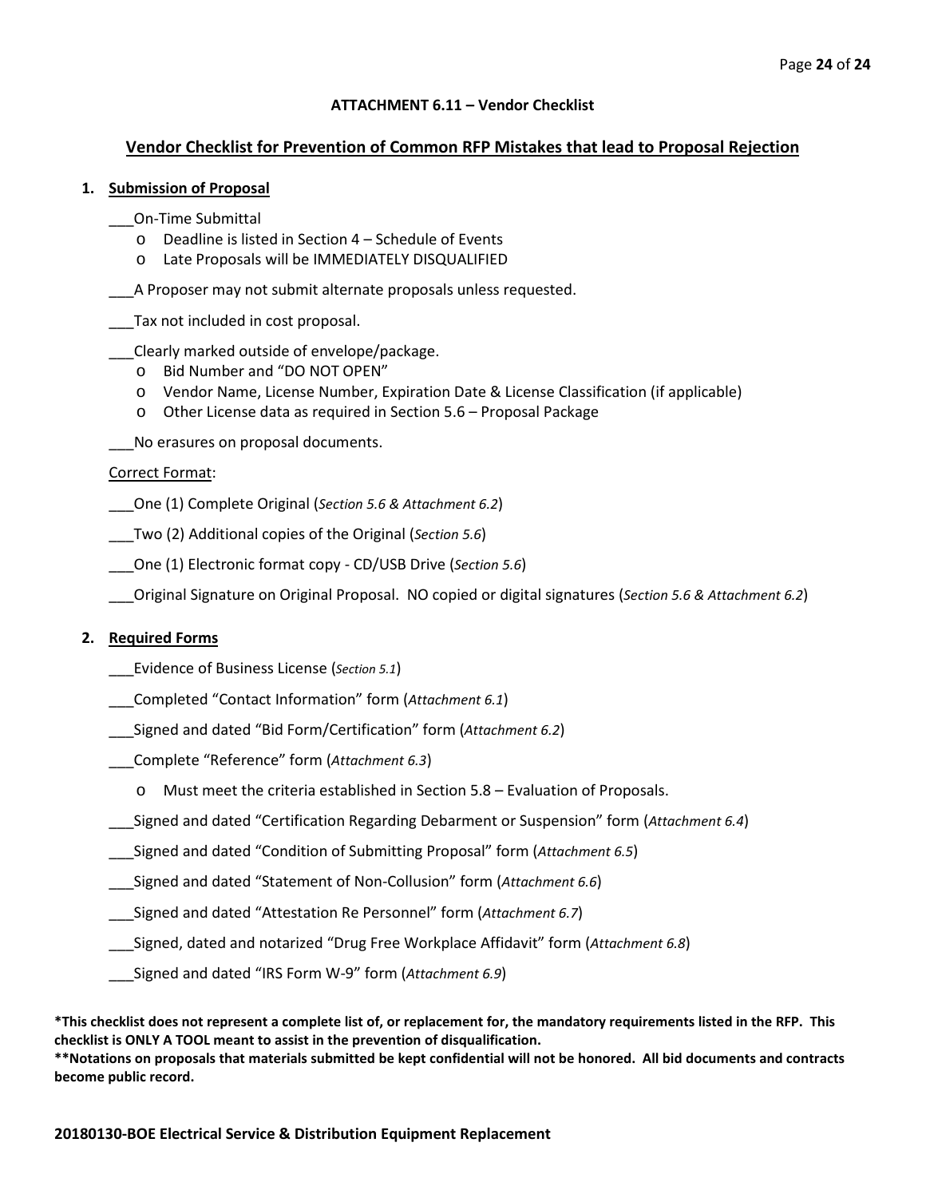**ATTACHMENT 6.11 – Vendor Checklist**

## Vendor Checklist for Prevention of Common RFP Mistakes that lead to Proposal Rejection

### 1. Submission of Proposal

___On-Time Submittal

- Deadline is listed in Section 4 – Schedule of Events
- Late Proposals will be IMMEDIATELY DISQUALIFIED

___A Proposer may not submit alternate proposals unless requested.

___Tax not included in cost proposal.

___Clearly marked outside of envelope/package.

- Bid Number and "DO NOT OPEN"
- Vendor Name, License Number, Expiration Date & License Classification (if applicable)
- Other License data as required in Section 5.6 – Proposal Package

___No erasures on proposal documents.

Correct Format:

___One (1) Complete Original (*Section 5.6 & Attachment 6.2*)

___Two (2) Additional copies of the Original (*Section 5.6*)

___One (1) Electronic format copy - CD/USB Drive (*Section 5.6*)

___Original Signature on Original Proposal. NO copied or digital signatures (*Section 5.6 & Attachment 6.2*)

### 2. Required Forms

___Evidence of Business License (*Section 5.1*)

___Completed "Contact Information" form (*Attachment 6.1*)

___Signed and dated "Bid Form/Certification" form (*Attachment 6.2*)

___Complete "Reference" form (*Attachment 6.3*)

- Must meet the criteria established in Section 5.8 – Evaluation of Proposals.

___Signed and dated "Certification Regarding Debarment or Suspension" form (*Attachment 6.4*)

___Signed and dated "Condition of Submitting Proposal" form (*Attachment 6.5*)

___Signed and dated "Statement of Non-Collusion" form (*Attachment 6.6*)

___Signed and dated "Attestation Re Personnel" form (*Attachment 6.7*)

___Signed, dated and notarized "Drug Free Workplace Affidavit" form (*Attachment 6.8*)

___Signed and dated "IRS Form W-9" form (*Attachment 6.9*)

**\*This checklist does not represent a complete list of, or replacement for, the mandatory requirements listed in the RFP. This checklist is ONLY A TOOL meant to assist in the prevention of disqualification.**

**\*\*Notations on proposals that materials submitted be kept confidential will not be honored. All bid documents and contracts become public record.**

**20180130-BOE Electrical Service & Distribution Equipment Replacement**